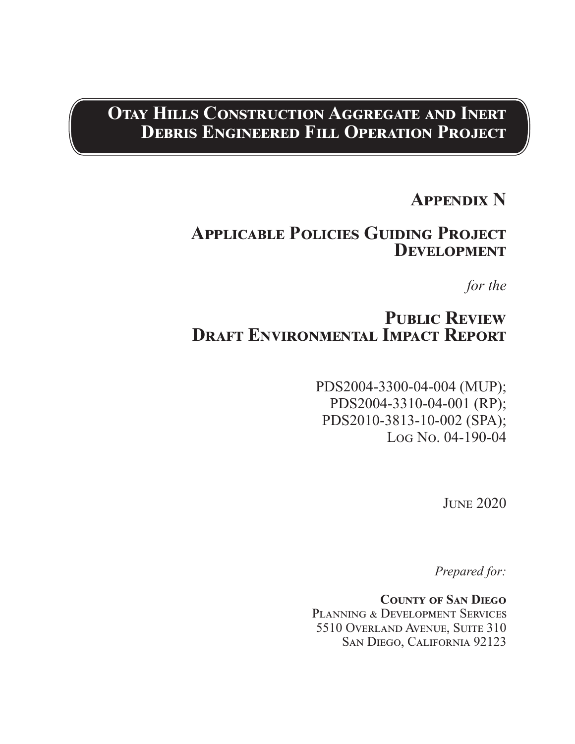# Otay Hills Construction Aggregate and Inert Debris Engineered Fill Operation Project

## Appendix N

## Applicable Policies Guiding Project Development

*for the*

## Public Review Draft Environmental Impact Report

PDS2004-3300-04-004 (MUP);
PDS2004-3310-04-001 (RP);
PDS2010-3813-10-002 (SPA);
Log No. 04-190-04

June 2020

*Prepared for:*

**County of San Diego**
Planning & Development Services
5510 Overland Avenue, Suite 310
San Diego, California 92123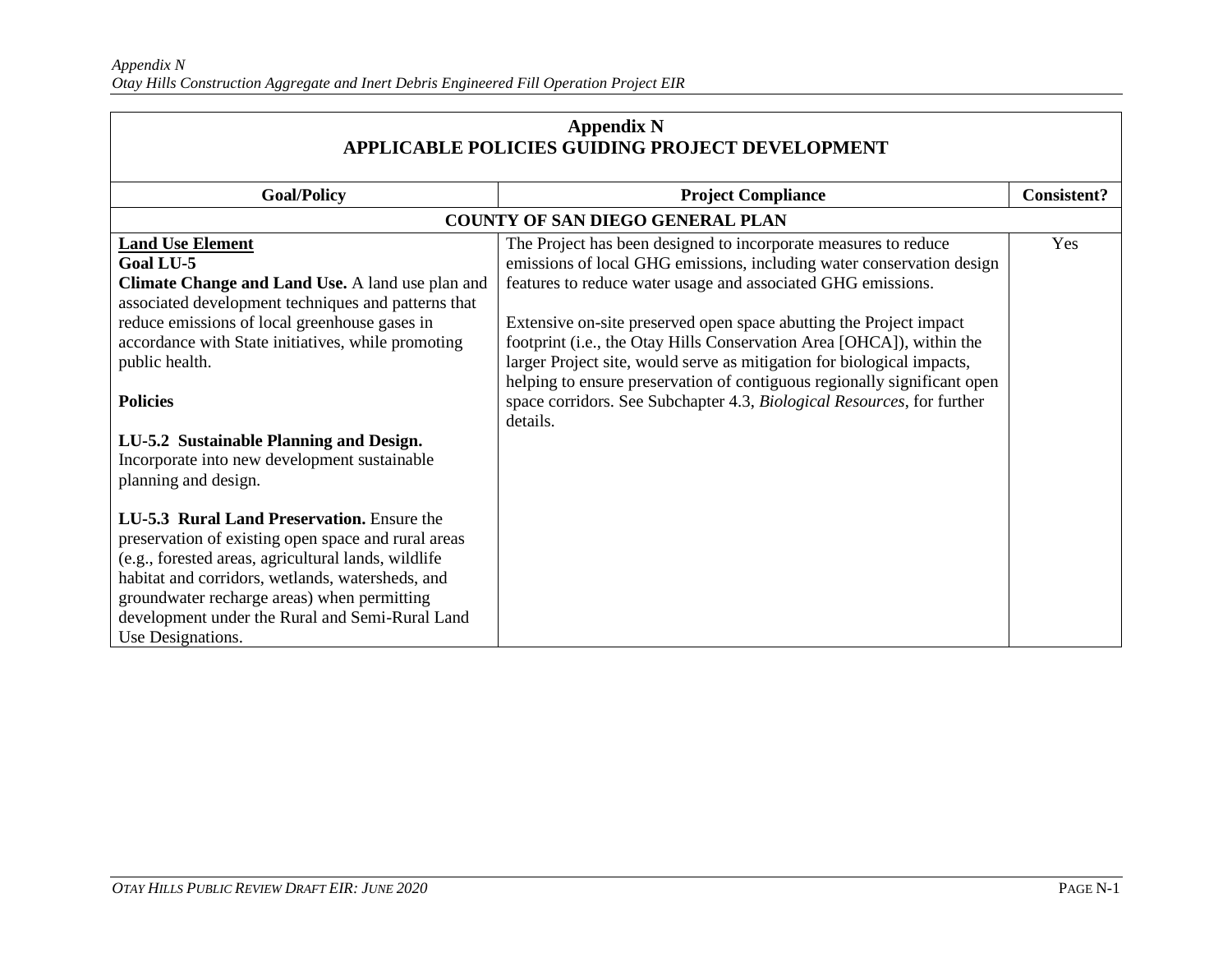## Appendix N
## APPLICABLE POLICIES GUIDING PROJECT DEVELOPMENT

| Goal/Policy | Project Compliance | Consistent? |
|---|---|---|
| **COUNTY OF SAN DIEGO GENERAL PLAN** | | |
| **Land Use Element**<br>**Goal LU-5**<br>**Climate Change and Land Use.** A land use plan and associated development techniques and patterns that reduce emissions of local greenhouse gases in accordance with State initiatives, while promoting public health.<br><br>**Policies**<br><br>**LU-5.2 Sustainable Planning and Design.** Incorporate into new development sustainable planning and design.<br><br>**LU-5.3 Rural Land Preservation.** Ensure the preservation of existing open space and rural areas (e.g., forested areas, agricultural lands, wildlife habitat and corridors, wetlands, watersheds, and groundwater recharge areas) when permitting development under the Rural and Semi-Rural Land Use Designations. | The Project has been designed to incorporate measures to reduce emissions of local GHG emissions, including water conservation design features to reduce water usage and associated GHG emissions.<br><br>Extensive on-site preserved open space abutting the Project impact footprint (i.e., the Otay Hills Conservation Area [OHCA]), within the larger Project site, would serve as mitigation for biological impacts, helping to ensure preservation of contiguous regionally significant open space corridors. See Subchapter 4.3, *Biological Resources*, for further details. | Yes |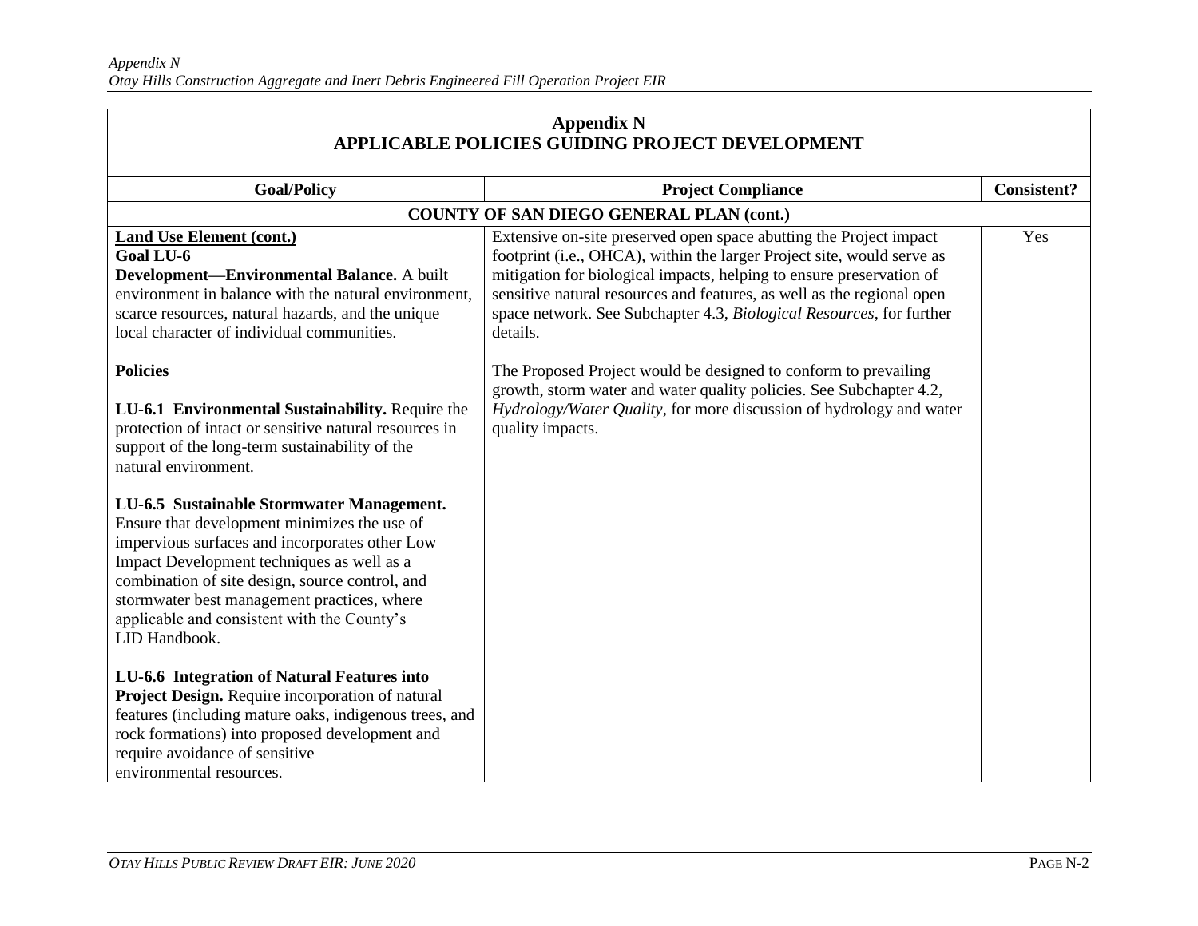**Appendix N**
**APPLICABLE POLICIES GUIDING PROJECT DEVELOPMENT**

| Goal/Policy | Project Compliance | Consistent? |
| --- | --- | --- |
| **COUNTY OF SAN DIEGO GENERAL PLAN (cont.)** | | |
| **Land Use Element (cont.)**<br>**Goal LU-6**<br>**Development—Environmental Balance.** A built environment in balance with the natural environment, scarce resources, natural hazards, and the unique local character of individual communities.<br><br>**Policies**<br><br>**LU-6.1 Environmental Sustainability.** Require the protection of intact or sensitive natural resources in support of the long-term sustainability of the natural environment.<br><br>**LU-6.5 Sustainable Stormwater Management.** Ensure that development minimizes the use of impervious surfaces and incorporates other Low Impact Development techniques as well as a combination of site design, source control, and stormwater best management practices, where applicable and consistent with the County's LID Handbook.<br><br>**LU-6.6 Integration of Natural Features into Project Design.** Require incorporation of natural features (including mature oaks, indigenous trees, and rock formations) into proposed development and require avoidance of sensitive environmental resources. | Extensive on-site preserved open space abutting the Project impact footprint (i.e., OHCA), within the larger Project site, would serve as mitigation for biological impacts, helping to ensure preservation of sensitive natural resources and features, as well as the regional open space network. See Subchapter 4.3, *Biological Resources*, for further details.<br><br>The Proposed Project would be designed to conform to prevailing growth, storm water and water quality policies. See Subchapter 4.2, *Hydrology/Water Quality*, for more discussion of hydrology and water quality impacts. | Yes |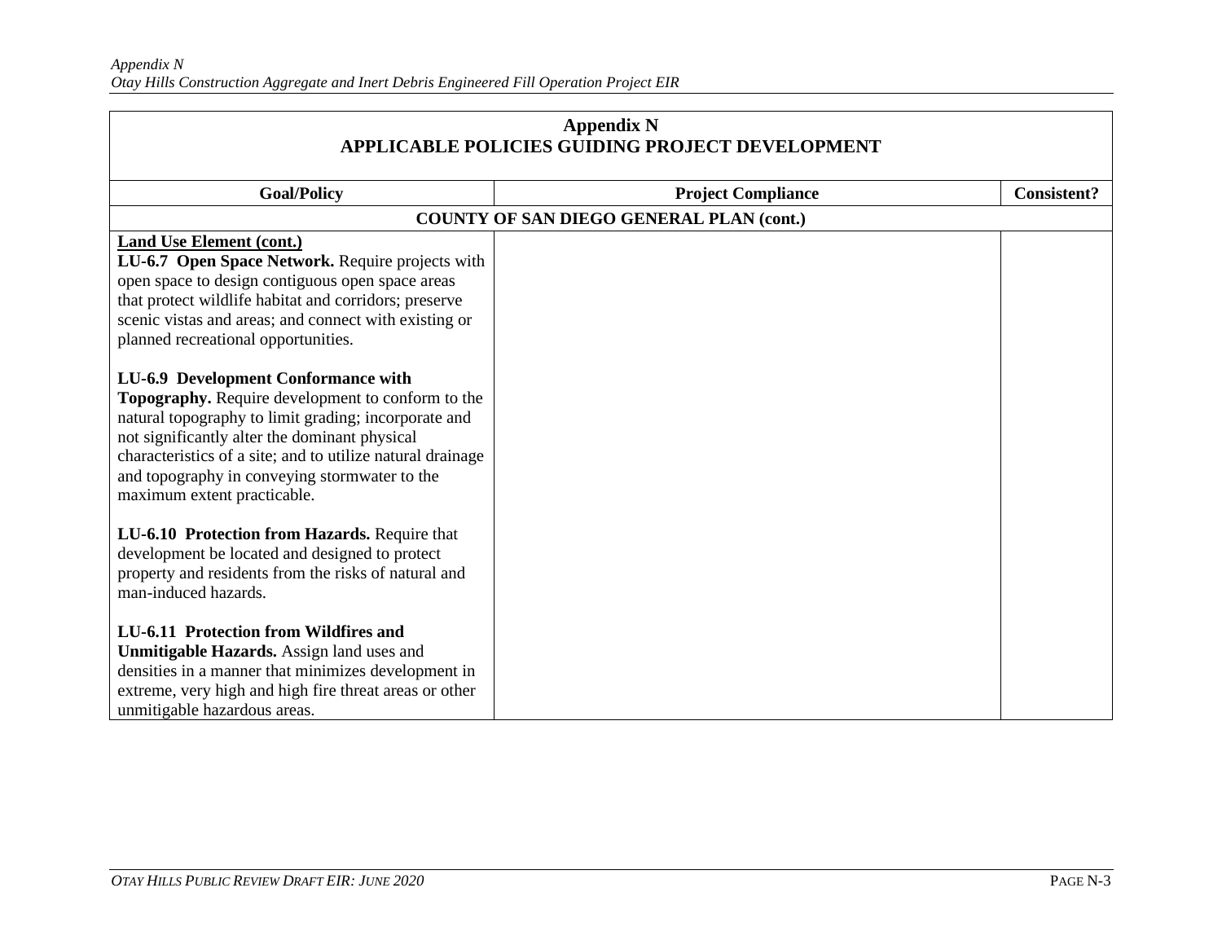| Appendix N<br>APPLICABLE POLICIES GUIDING PROJECT DEVELOPMENT | | |
|---|---|---|
| **Goal/Policy** | **Project Compliance** | **Consistent?** |
| **COUNTY OF SAN DIEGO GENERAL PLAN (cont.)** | | |
| **Land Use Element (cont.)**<br>**LU-6.7 Open Space Network.** Require projects with open space to design contiguous open space areas that protect wildlife habitat and corridors; preserve scenic vistas and areas; and connect with existing or planned recreational opportunities.<br><br>**LU-6.9 Development Conformance with Topography.** Require development to conform to the natural topography to limit grading; incorporate and not significantly alter the dominant physical characteristics of a site; and to utilize natural drainage and topography in conveying stormwater to the maximum extent practicable.<br><br>**LU-6.10 Protection from Hazards.** Require that development be located and designed to protect property and residents from the risks of natural and man-induced hazards.<br><br>**LU-6.11 Protection from Wildfires and Unmitigable Hazards.** Assign land uses and densities in a manner that minimizes development in extreme, very high and high fire threat areas or other unmitigable hazardous areas. | | |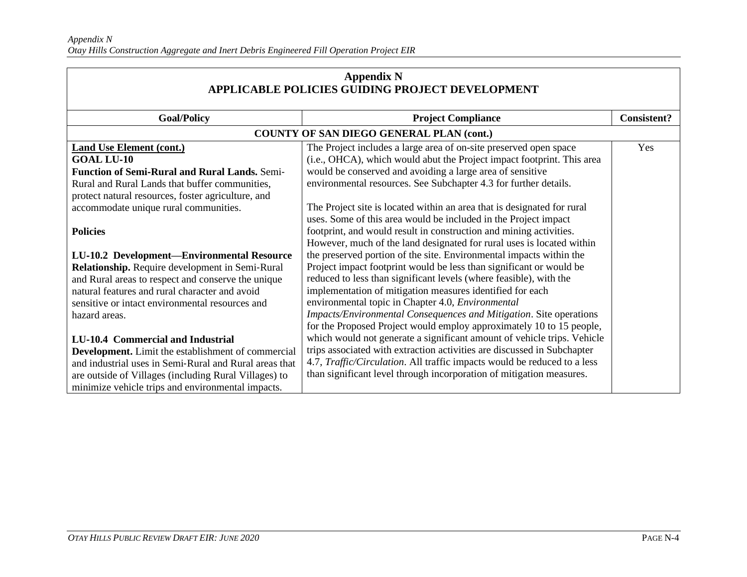## Appendix N
## APPLICABLE POLICIES GUIDING PROJECT DEVELOPMENT

| Goal/Policy | Project Compliance | Consistent? |
|---|---|---|
| **COUNTY OF SAN DIEGO GENERAL PLAN (cont.)** | | |
| **Land Use Element (cont.)**<br>**GOAL LU-10**<br>**Function of Semi-Rural and Rural Lands.** Semi-Rural and Rural Lands that buffer communities, protect natural resources, foster agriculture, and accommodate unique rural communities.<br><br>**Policies**<br><br>**LU-10.2 Development—Environmental Resource Relationship.** Require development in Semi-Rural and Rural areas to respect and conserve the unique natural features and rural character and avoid sensitive or intact environmental resources and hazard areas.<br><br>**LU-10.4 Commercial and Industrial Development.** Limit the establishment of commercial and industrial uses in Semi-Rural and Rural areas that are outside of Villages (including Rural Villages) to minimize vehicle trips and environmental impacts. | The Project includes a large area of on-site preserved open space (i.e., OHCA), which would abut the Project impact footprint. This area would be conserved and avoiding a large area of sensitive environmental resources. See Subchapter 4.3 for further details.<br><br>The Project site is located within an area that is designated for rural uses. Some of this area would be included in the Project impact footprint, and would result in construction and mining activities. However, much of the land designated for rural uses is located within the preserved portion of the site. Environmental impacts within the Project impact footprint would be less than significant or would be reduced to less than significant levels (where feasible), with the implementation of mitigation measures identified for each environmental topic in Chapter 4.0, *Environmental Impacts/Environmental Consequences and Mitigation*. Site operations for the Proposed Project would employ approximately 10 to 15 people, which would not generate a significant amount of vehicle trips. Vehicle trips associated with extraction activities are discussed in Subchapter 4.7, *Traffic/Circulation*. All traffic impacts would be reduced to a less than significant level through incorporation of mitigation measures. | Yes |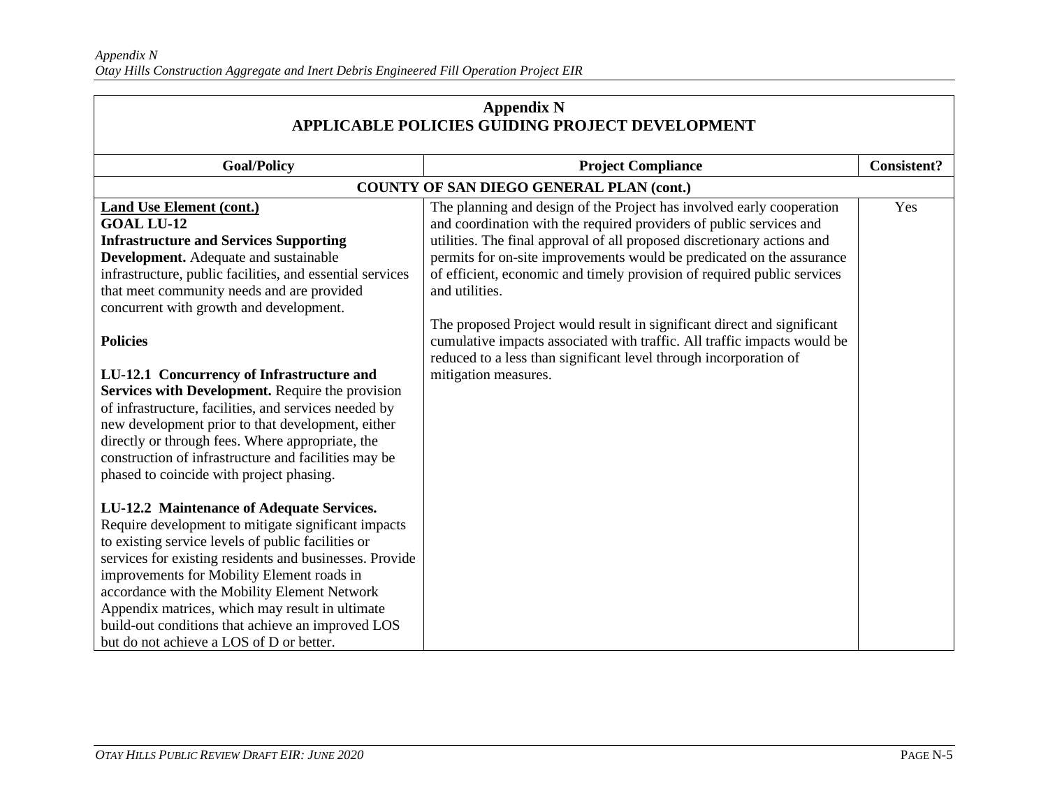## Appendix N
## APPLICABLE POLICIES GUIDING PROJECT DEVELOPMENT

| Goal/Policy | Project Compliance | Consistent? |
|---|---|---|
| **COUNTY OF SAN DIEGO GENERAL PLAN (cont.)** | | |
| **Land Use Element (cont.)**<br>**GOAL LU-12**<br>**Infrastructure and Services Supporting Development.** Adequate and sustainable infrastructure, public facilities, and essential services that meet community needs and are provided concurrent with growth and development.<br><br>**Policies**<br><br>**LU-12.1 Concurrency of Infrastructure and Services with Development.** Require the provision of infrastructure, facilities, and services needed by new development prior to that development, either directly or through fees. Where appropriate, the construction of infrastructure and facilities may be phased to coincide with project phasing.<br><br>**LU-12.2 Maintenance of Adequate Services.** Require development to mitigate significant impacts to existing service levels of public facilities or services for existing residents and businesses. Provide improvements for Mobility Element roads in accordance with the Mobility Element Network Appendix matrices, which may result in ultimate build-out conditions that achieve an improved LOS but do not achieve a LOS of D or better. | The planning and design of the Project has involved early cooperation and coordination with the required providers of public services and utilities. The final approval of all proposed discretionary actions and permits for on-site improvements would be predicated on the assurance of efficient, economic and timely provision of required public services and utilities.<br><br>The proposed Project would result in significant direct and significant cumulative impacts associated with traffic. All traffic impacts would be reduced to a less than significant level through incorporation of mitigation measures. | Yes |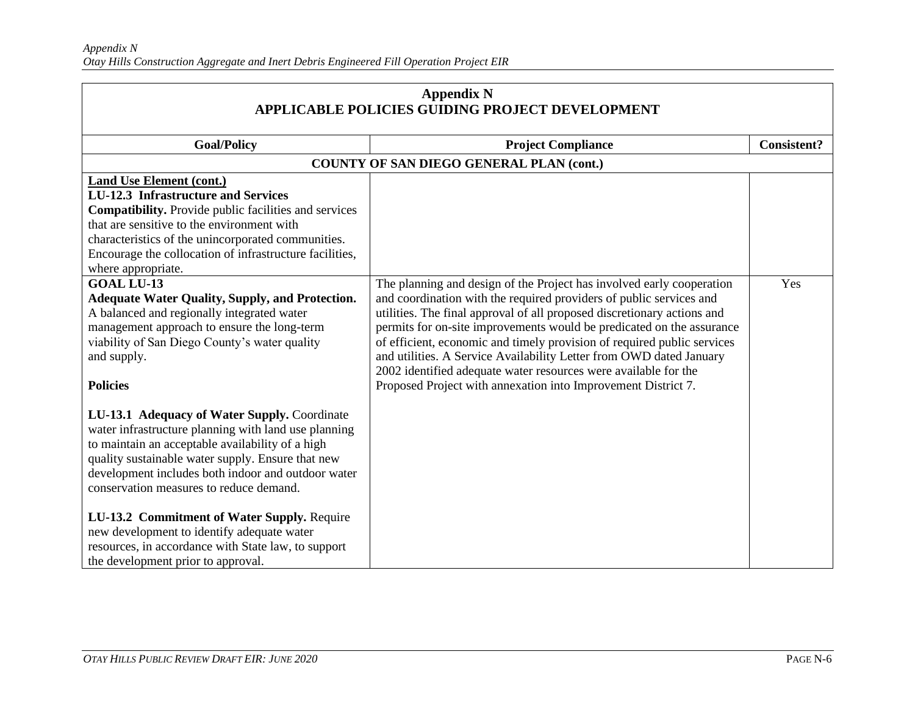## Appendix N
## APPLICABLE POLICIES GUIDING PROJECT DEVELOPMENT

| Goal/Policy | Project Compliance | Consistent? |
|---|---|---|
| **COUNTY OF SAN DIEGO GENERAL PLAN (cont.)** | | |
| **Land Use Element (cont.)**<br>**LU-12.3 Infrastructure and Services Compatibility.** Provide public facilities and services that are sensitive to the environment with characteristics of the unincorporated communities. Encourage the collocation of infrastructure facilities, where appropriate. | | |
| **GOAL LU-13**<br>**Adequate Water Quality, Supply, and Protection.** A balanced and regionally integrated water management approach to ensure the long-term viability of San Diego County's water quality and supply.<br><br>**Policies**<br><br>**LU-13.1 Adequacy of Water Supply.** Coordinate water infrastructure planning with land use planning to maintain an acceptable availability of a high quality sustainable water supply. Ensure that new development includes both indoor and outdoor water conservation measures to reduce demand.<br><br>**LU-13.2 Commitment of Water Supply.** Require new development to identify adequate water resources, in accordance with State law, to support the development prior to approval. | The planning and design of the Project has involved early cooperation and coordination with the required providers of public services and utilities. The final approval of all proposed discretionary actions and permits for on-site improvements would be predicated on the assurance of efficient, economic and timely provision of required public services and utilities. A Service Availability Letter from OWD dated January 2002 identified adequate water resources were available for the Proposed Project with annexation into Improvement District 7. | Yes |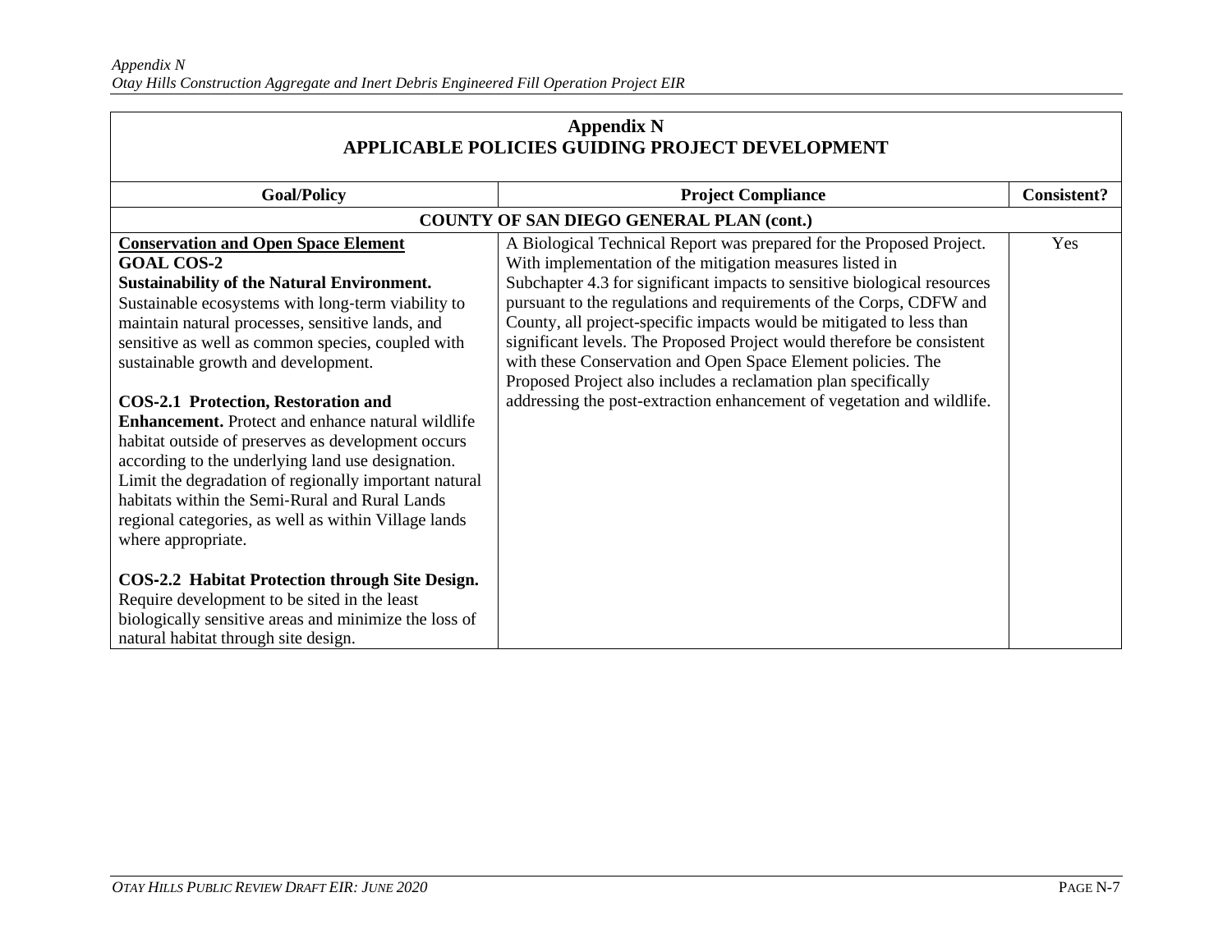| Appendix N<br>APPLICABLE POLICIES GUIDING PROJECT DEVELOPMENT | | |
|---|---|---|
| **Goal/Policy** | **Project Compliance** | **Consistent?** |
| **COUNTY OF SAN DIEGO GENERAL PLAN (cont.)** | | |
| <u>**Conservation and Open Space Element**</u><br>**GOAL COS-2**<br>**Sustainability of the Natural Environment.** Sustainable ecosystems with long-term viability to maintain natural processes, sensitive lands, and sensitive as well as common species, coupled with sustainable growth and development.<br><br>**COS-2.1 Protection, Restoration and Enhancement.** Protect and enhance natural wildlife habitat outside of preserves as development occurs according to the underlying land use designation. Limit the degradation of regionally important natural habitats within the Semi-Rural and Rural Lands regional categories, as well as within Village lands where appropriate.<br><br>**COS-2.2 Habitat Protection through Site Design.** Require development to be sited in the least biologically sensitive areas and minimize the loss of natural habitat through site design. | A Biological Technical Report was prepared for the Proposed Project. With implementation of the mitigation measures listed in Subchapter 4.3 for significant impacts to sensitive biological resources pursuant to the regulations and requirements of the Corps, CDFW and County, all project-specific impacts would be mitigated to less than significant levels. The Proposed Project would therefore be consistent with these Conservation and Open Space Element policies. The Proposed Project also includes a reclamation plan specifically addressing the post-extraction enhancement of vegetation and wildlife. | Yes |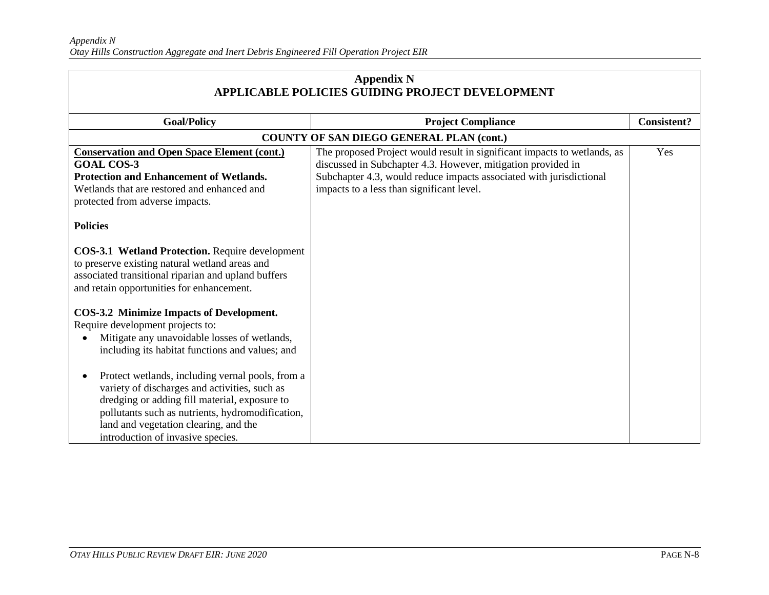## Appendix N
## APPLICABLE POLICIES GUIDING PROJECT DEVELOPMENT

| Goal/Policy | Project Compliance | Consistent? |
|---|---|---|
| **COUNTY OF SAN DIEGO GENERAL PLAN (cont.)** | | |
| **<u>Conservation and Open Space Element (cont.)</u>**<br>**GOAL COS-3**<br>**Protection and Enhancement of Wetlands.** Wetlands that are restored and enhanced and protected from adverse impacts.<br><br>**Policies**<br><br>**COS-3.1 Wetland Protection.** Require development to preserve existing natural wetland areas and associated transitional riparian and upland buffers and retain opportunities for enhancement.<br><br>**COS-3.2 Minimize Impacts of Development.** Require development projects to:<br>• Mitigate any unavoidable losses of wetlands, including its habitat functions and values; and<br>• Protect wetlands, including vernal pools, from a variety of discharges and activities, such as dredging or adding fill material, exposure to pollutants such as nutrients, hydromodification, land and vegetation clearing, and the introduction of invasive species. | The proposed Project would result in significant impacts to wetlands, as discussed in Subchapter 4.3. However, mitigation provided in Subchapter 4.3, would reduce impacts associated with jurisdictional impacts to a less than significant level. | Yes |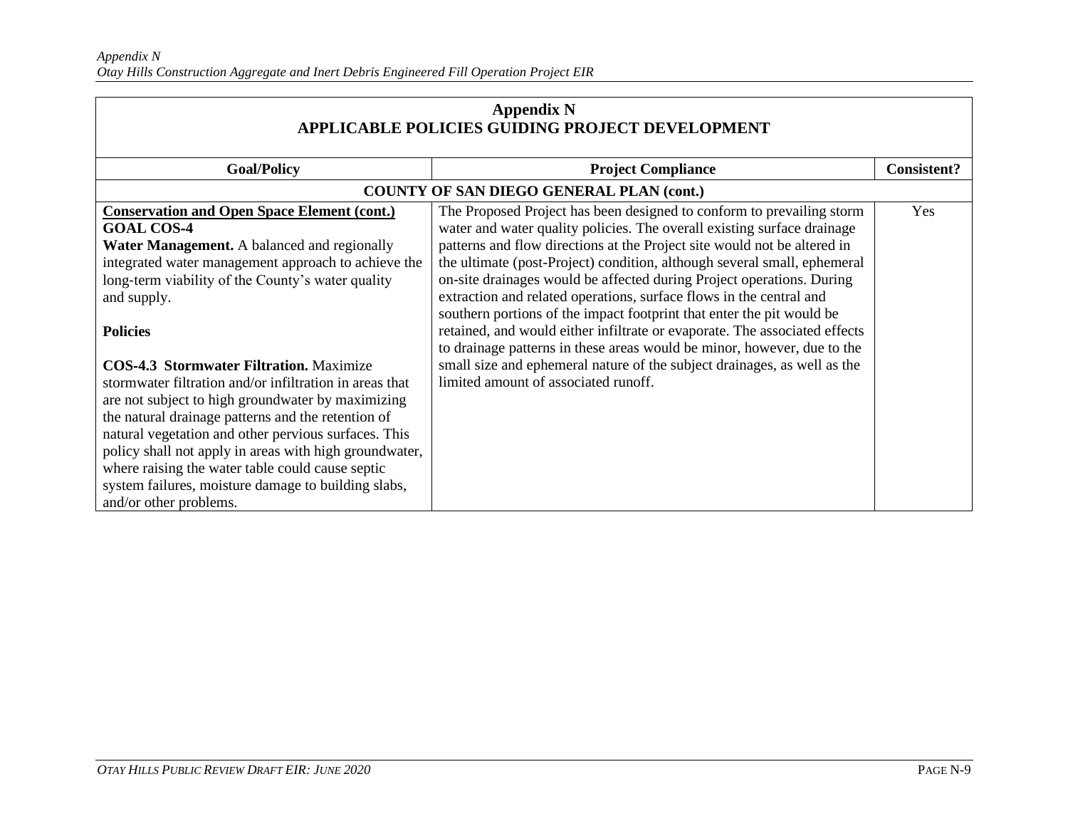| Appendix N<br>APPLICABLE POLICIES GUIDING PROJECT DEVELOPMENT | | |
|---|---|---|
| **Goal/Policy** | **Project Compliance** | **Consistent?** |
| **COUNTY OF SAN DIEGO GENERAL PLAN (cont.)** | | |
| **Conservation and Open Space Element (cont.)**<br>**GOAL COS-4**<br>**Water Management.** A balanced and regionally integrated water management approach to achieve the long-term viability of the County's water quality and supply.<br><br>**Policies**<br><br>**COS-4.3 Stormwater Filtration.** Maximize stormwater filtration and/or infiltration in areas that are not subject to high groundwater by maximizing the natural drainage patterns and the retention of natural vegetation and other pervious surfaces. This policy shall not apply in areas with high groundwater, where raising the water table could cause septic system failures, moisture damage to building slabs, and/or other problems. | The Proposed Project has been designed to conform to prevailing storm water and water quality policies. The overall existing surface drainage patterns and flow directions at the Project site would not be altered in the ultimate (post-Project) condition, although several small, ephemeral on-site drainages would be affected during Project operations. During extraction and related operations, surface flows in the central and southern portions of the impact footprint that enter the pit would be retained, and would either infiltrate or evaporate. The associated effects to drainage patterns in these areas would be minor, however, due to the small size and ephemeral nature of the subject drainages, as well as the limited amount of associated runoff. | Yes |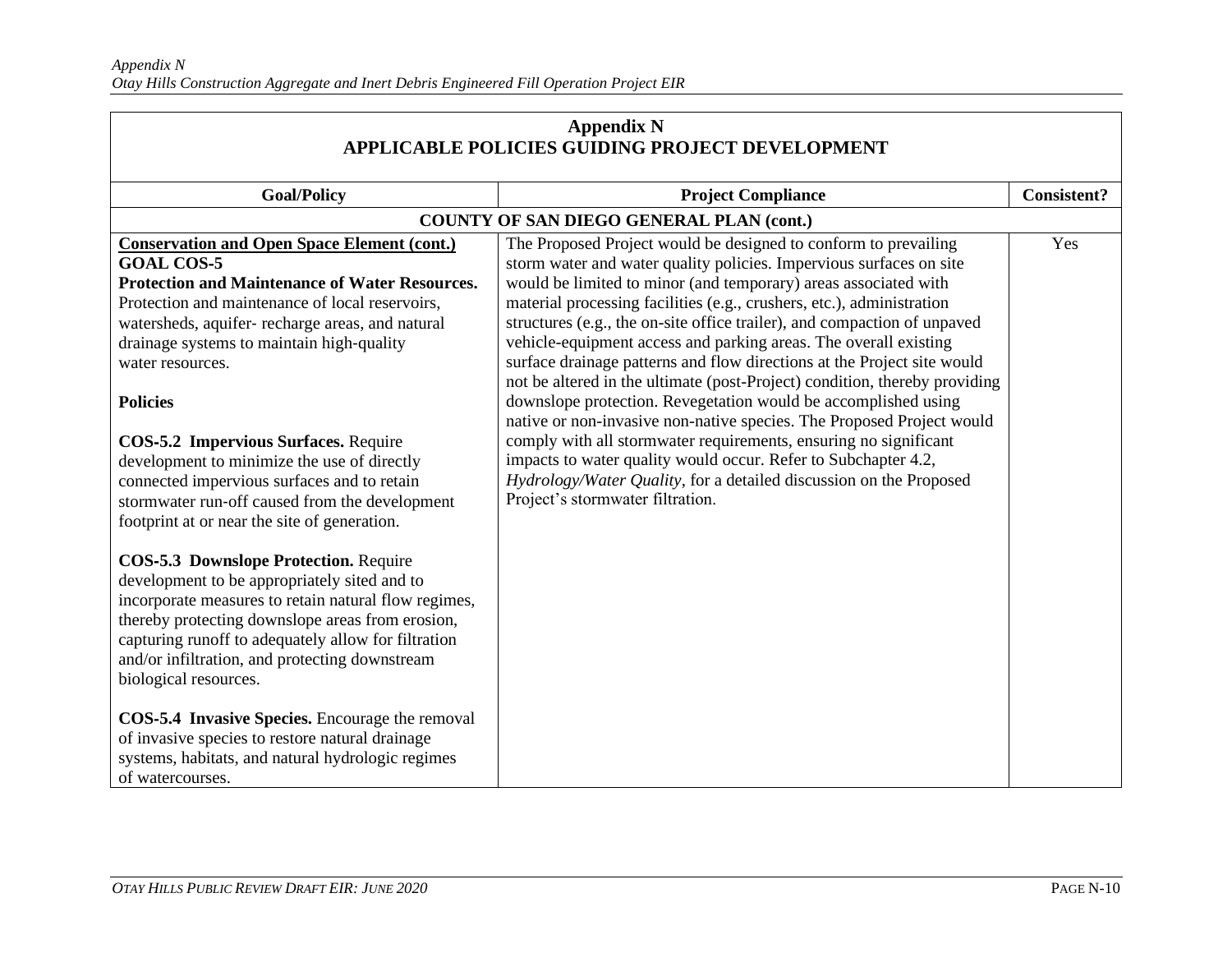## Appendix N
## APPLICABLE POLICIES GUIDING PROJECT DEVELOPMENT

| Goal/Policy | Project Compliance | Consistent? |
|---|---|---|
| **COUNTY OF SAN DIEGO GENERAL PLAN (cont.)** | | |
| **Conservation and Open Space Element (cont.)**<br>**GOAL COS-5**<br>**Protection and Maintenance of Water Resources.** Protection and maintenance of local reservoirs, watersheds, aquifer- recharge areas, and natural drainage systems to maintain high-quality water resources.<br><br>**Policies**<br><br>**COS-5.2 Impervious Surfaces.** Require development to minimize the use of directly connected impervious surfaces and to retain stormwater run-off caused from the development footprint at or near the site of generation.<br><br>**COS-5.3 Downslope Protection.** Require development to be appropriately sited and to incorporate measures to retain natural flow regimes, thereby protecting downslope areas from erosion, capturing runoff to adequately allow for filtration and/or infiltration, and protecting downstream biological resources.<br><br>**COS-5.4 Invasive Species.** Encourage the removal of invasive species to restore natural drainage systems, habitats, and natural hydrologic regimes of watercourses. | The Proposed Project would be designed to conform to prevailing storm water and water quality policies. Impervious surfaces on site would be limited to minor (and temporary) areas associated with material processing facilities (e.g., crushers, etc.), administration structures (e.g., the on-site office trailer), and compaction of unpaved vehicle-equipment access and parking areas. The overall existing surface drainage patterns and flow directions at the Project site would not be altered in the ultimate (post-Project) condition, thereby providing downslope protection. Revegetation would be accomplished using native or non-invasive non-native species. The Proposed Project would comply with all stormwater requirements, ensuring no significant impacts to water quality would occur. Refer to Subchapter 4.2, *Hydrology/Water Quality*, for a detailed discussion on the Proposed Project's stormwater filtration. | Yes |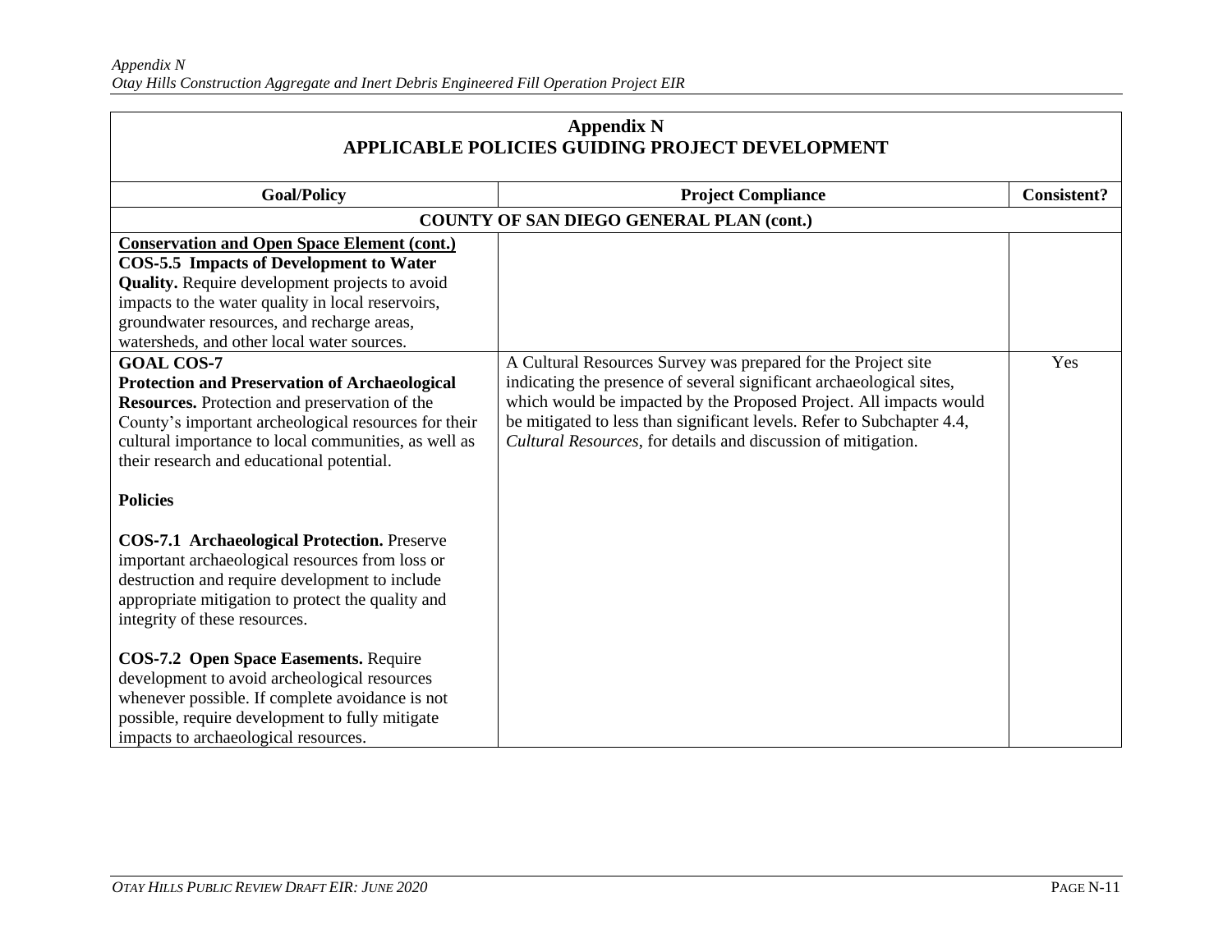| Appendix N<br>APPLICABLE POLICIES GUIDING PROJECT DEVELOPMENT | | |
|---|---|---|
| **Goal/Policy** | **Project Compliance** | **Consistent?** |
| **COUNTY OF SAN DIEGO GENERAL PLAN (cont.)** | | |
| **Conservation and Open Space Element (cont.)**<br>**COS-5.5 Impacts of Development to Water Quality.** Require development projects to avoid impacts to the water quality in local reservoirs, groundwater resources, and recharge areas, watersheds, and other local water sources. | | |
| **GOAL COS-7**<br>**Protection and Preservation of Archaeological Resources.** Protection and preservation of the County's important archeological resources for their cultural importance to local communities, as well as their research and educational potential.<br><br>**Policies**<br><br>**COS-7.1 Archaeological Protection.** Preserve important archaeological resources from loss or destruction and require development to include appropriate mitigation to protect the quality and integrity of these resources.<br><br>**COS-7.2 Open Space Easements.** Require development to avoid archeological resources whenever possible. If complete avoidance is not possible, require development to fully mitigate impacts to archaeological resources. | A Cultural Resources Survey was prepared for the Project site indicating the presence of several significant archaeological sites, which would be impacted by the Proposed Project. All impacts would be mitigated to less than significant levels. Refer to Subchapter 4.4, *Cultural Resources*, for details and discussion of mitigation. | Yes |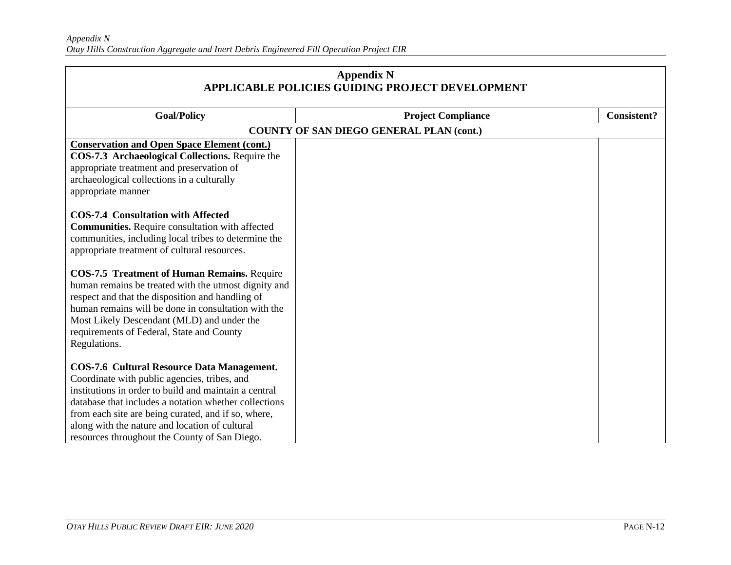## Appendix N
## APPLICABLE POLICIES GUIDING PROJECT DEVELOPMENT

| Goal/Policy | Project Compliance | Consistent? |
|---|---|---|
| **COUNTY OF SAN DIEGO GENERAL PLAN (cont.)** | | |
| **Conservation and Open Space Element (cont.)**<br>**COS-7.3 Archaeological Collections.** Require the appropriate treatment and preservation of archaeological collections in a culturally appropriate manner<br><br>**COS-7.4 Consultation with Affected Communities.** Require consultation with affected communities, including local tribes to determine the appropriate treatment of cultural resources.<br><br>**COS-7.5 Treatment of Human Remains.** Require human remains be treated with the utmost dignity and respect and that the disposition and handling of human remains will be done in consultation with the Most Likely Descendant (MLD) and under the requirements of Federal, State and County Regulations.<br><br>**COS-7.6 Cultural Resource Data Management.** Coordinate with public agencies, tribes, and institutions in order to build and maintain a central database that includes a notation whether collections from each site are being curated, and if so, where, along with the nature and location of cultural resources throughout the County of San Diego. | | |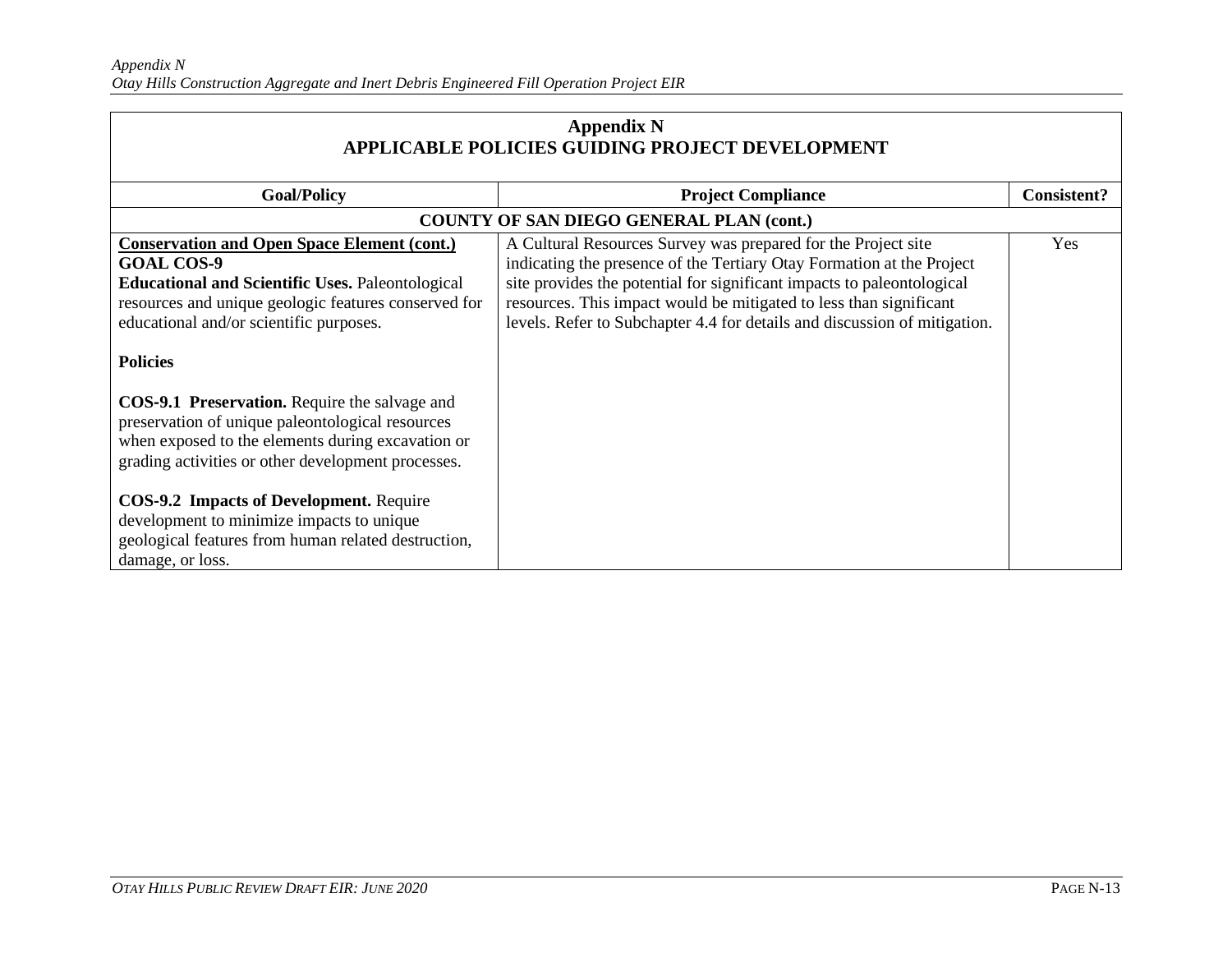| Appendix N<br>APPLICABLE POLICIES GUIDING PROJECT DEVELOPMENT | | |
|---|---|---|
| **Goal/Policy** | **Project Compliance** | **Consistent?** |
| **COUNTY OF SAN DIEGO GENERAL PLAN (cont.)** | | |
| **<u>Conservation and Open Space Element (cont.)</u>**<br>**GOAL COS-9**<br>**Educational and Scientific Uses.** Paleontological resources and unique geologic features conserved for educational and/or scientific purposes.<br><br>**Policies**<br><br>**COS-9.1 Preservation.** Require the salvage and preservation of unique paleontological resources when exposed to the elements during excavation or grading activities or other development processes.<br><br>**COS-9.2 Impacts of Development.** Require development to minimize impacts to unique geological features from human related destruction, damage, or loss. | A Cultural Resources Survey was prepared for the Project site indicating the presence of the Tertiary Otay Formation at the Project site provides the potential for significant impacts to paleontological resources. This impact would be mitigated to less than significant levels. Refer to Subchapter 4.4 for details and discussion of mitigation. | Yes |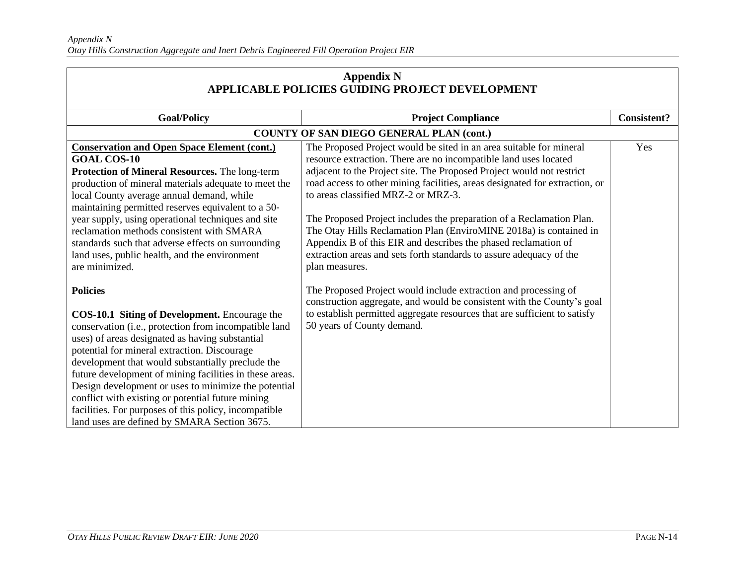## Appendix N
## APPLICABLE POLICIES GUIDING PROJECT DEVELOPMENT

| Goal/Policy | Project Compliance | Consistent? |
|---|---|---|
| **COUNTY OF SAN DIEGO GENERAL PLAN (cont.)** | | |
| **Conservation and Open Space Element (cont.)**<br>**GOAL COS-10**<br>**Protection of Mineral Resources.** The long-term production of mineral materials adequate to meet the local County average annual demand, while maintaining permitted reserves equivalent to a 50-year supply, using operational techniques and site reclamation methods consistent with SMARA standards such that adverse effects on surrounding land uses, public health, and the environment are minimized.<br><br>**Policies**<br><br>**COS-10.1 Siting of Development.** Encourage the conservation (i.e., protection from incompatible land uses) of areas designated as having substantial potential for mineral extraction. Discourage development that would substantially preclude the future development of mining facilities in these areas. Design development or uses to minimize the potential conflict with existing or potential future mining facilities. For purposes of this policy, incompatible land uses are defined by SMARA Section 3675. | The Proposed Project would be sited in an area suitable for mineral resource extraction. There are no incompatible land uses located adjacent to the Project site. The Proposed Project would not restrict road access to other mining facilities, areas designated for extraction, or to areas classified MRZ-2 or MRZ-3.<br><br>The Proposed Project includes the preparation of a Reclamation Plan. The Otay Hills Reclamation Plan (EnviroMINE 2018a) is contained in Appendix B of this EIR and describes the phased reclamation of extraction areas and sets forth standards to assure adequacy of the plan measures.<br><br>The Proposed Project would include extraction and processing of construction aggregate, and would be consistent with the County's goal to establish permitted aggregate resources that are sufficient to satisfy 50 years of County demand. | Yes |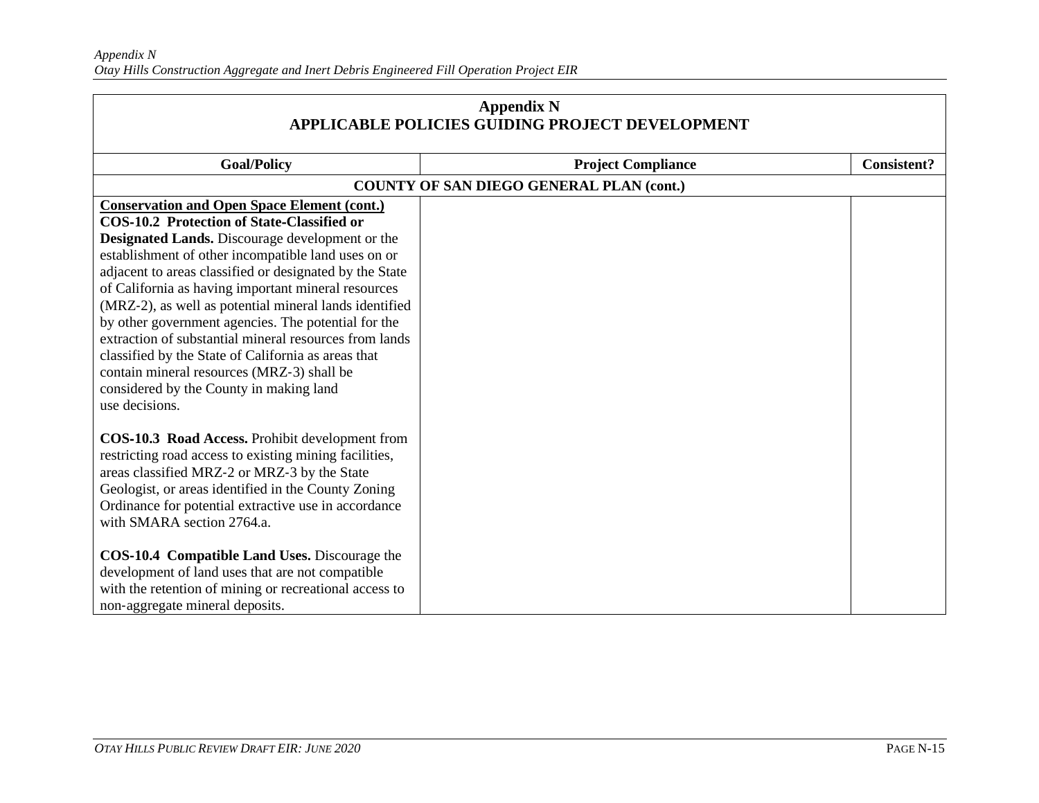| **Appendix N** <br> **APPLICABLE POLICIES GUIDING PROJECT DEVELOPMENT** | | |
|---|---|---|
| **Goal/Policy** | **Project Compliance** | **Consistent?** |
| **COUNTY OF SAN DIEGO GENERAL PLAN (cont.)** | | |
| <u>**Conservation and Open Space Element (cont.)**</u><br>**COS-10.2 Protection of State-Classified or Designated Lands.** Discourage development or the establishment of other incompatible land uses on or adjacent to areas classified or designated by the State of California as having important mineral resources (MRZ-2), as well as potential mineral lands identified by other government agencies. The potential for the extraction of substantial mineral resources from lands classified by the State of California as areas that contain mineral resources (MRZ-3) shall be considered by the County in making land use decisions.<br><br>**COS-10.3 Road Access.** Prohibit development from restricting road access to existing mining facilities, areas classified MRZ-2 or MRZ-3 by the State Geologist, or areas identified in the County Zoning Ordinance for potential extractive use in accordance with SMARA section 2764.a.<br><br>**COS-10.4 Compatible Land Uses.** Discourage the development of land uses that are not compatible with the retention of mining or recreational access to non-aggregate mineral deposits. | | |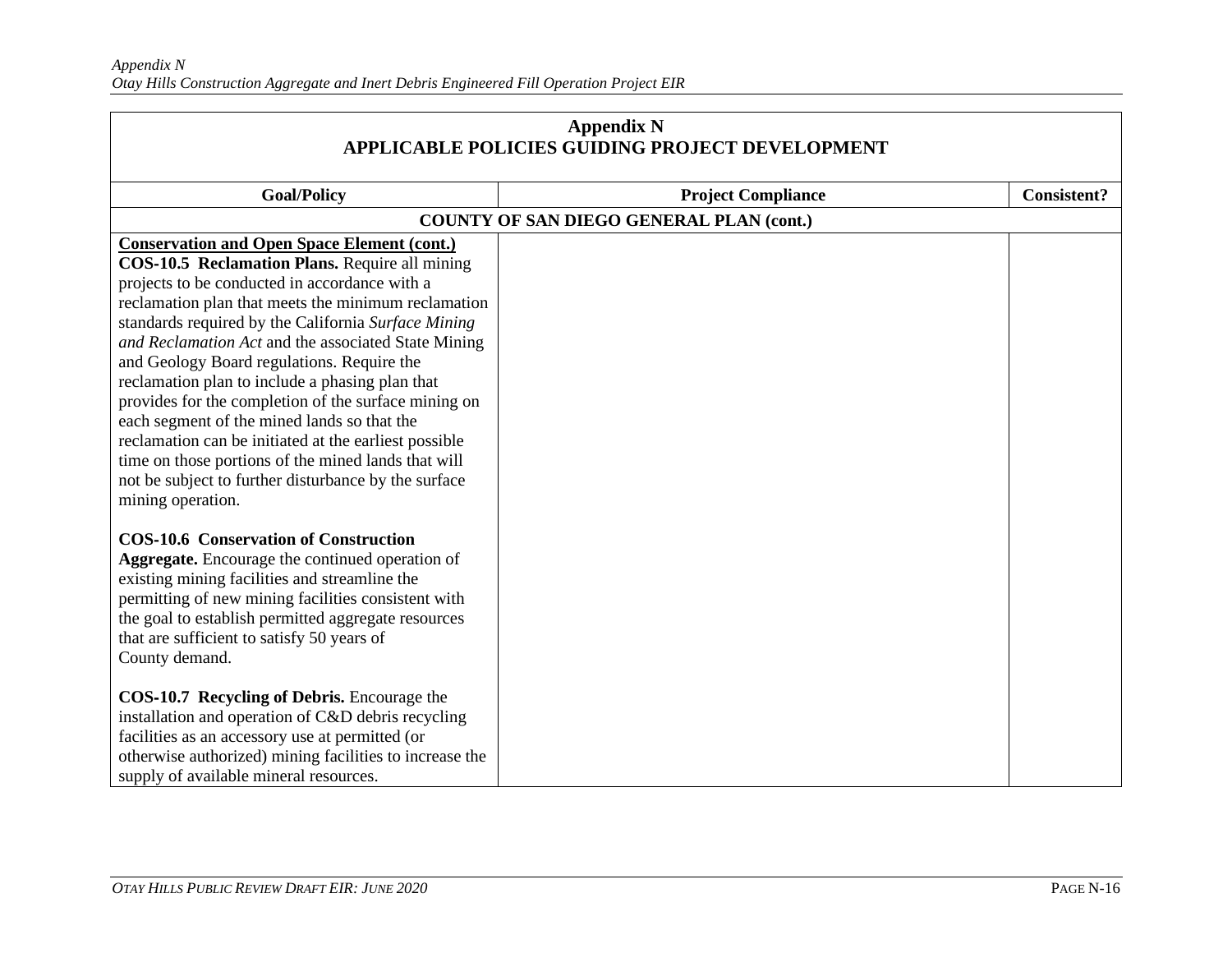| Appendix N<br>APPLICABLE POLICIES GUIDING PROJECT DEVELOPMENT | | |
|---|---|---|
| **Goal/Policy** | **Project Compliance** | **Consistent?** |
| **COUNTY OF SAN DIEGO GENERAL PLAN (cont.)** | | |
| **Conservation and Open Space Element (cont.)**<br>**COS-10.5 Reclamation Plans.** Require all mining projects to be conducted in accordance with a reclamation plan that meets the minimum reclamation standards required by the California *Surface Mining and Reclamation Act* and the associated State Mining and Geology Board regulations. Require the reclamation plan to include a phasing plan that provides for the completion of the surface mining on each segment of the mined lands so that the reclamation can be initiated at the earliest possible time on those portions of the mined lands that will not be subject to further disturbance by the surface mining operation.<br><br>**COS-10.6 Conservation of Construction Aggregate.** Encourage the continued operation of existing mining facilities and streamline the permitting of new mining facilities consistent with the goal to establish permitted aggregate resources that are sufficient to satisfy 50 years of County demand.<br><br>**COS-10.7 Recycling of Debris.** Encourage the installation and operation of C&D debris recycling facilities as an accessory use at permitted (or otherwise authorized) mining facilities to increase the supply of available mineral resources. | | |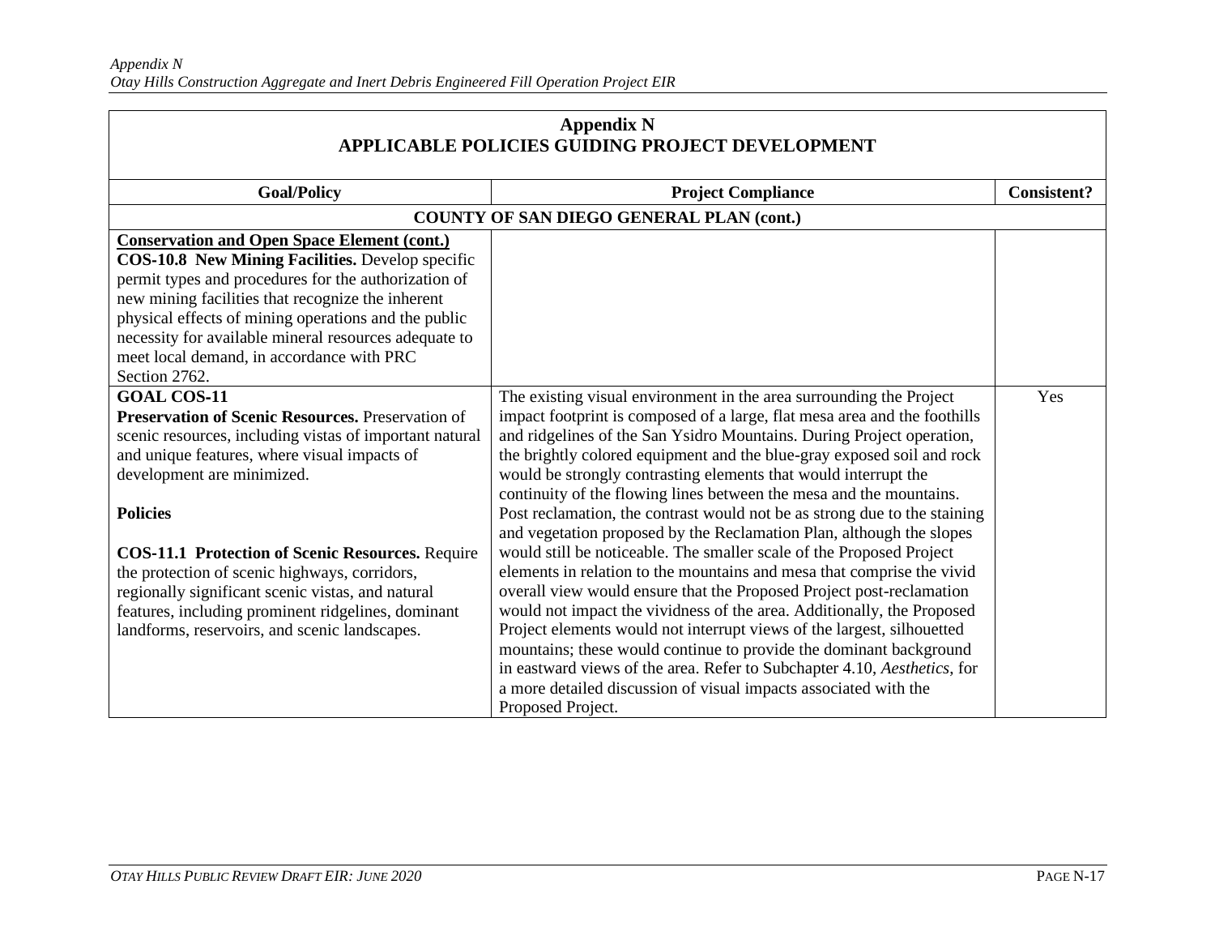## Appendix N
## APPLICABLE POLICIES GUIDING PROJECT DEVELOPMENT

| Goal/Policy | Project Compliance | Consistent? |
|---|---|---|
| **COUNTY OF SAN DIEGO GENERAL PLAN (cont.)** | | |
| **Conservation and Open Space Element (cont.)**<br>**COS-10.8 New Mining Facilities.** Develop specific permit types and procedures for the authorization of new mining facilities that recognize the inherent physical effects of mining operations and the public necessity for available mineral resources adequate to meet local demand, in accordance with PRC Section 2762. | | |
| **GOAL COS-11**<br>**Preservation of Scenic Resources.** Preservation of scenic resources, including vistas of important natural and unique features, where visual impacts of development are minimized.<br><br>**Policies**<br><br>**COS-11.1 Protection of Scenic Resources.** Require the protection of scenic highways, corridors, regionally significant scenic vistas, and natural features, including prominent ridgelines, dominant landforms, reservoirs, and scenic landscapes. | The existing visual environment in the area surrounding the Project impact footprint is composed of a large, flat mesa area and the foothills and ridgelines of the San Ysidro Mountains. During Project operation, the brightly colored equipment and the blue-gray exposed soil and rock would be strongly contrasting elements that would interrupt the continuity of the flowing lines between the mesa and the mountains. Post reclamation, the contrast would not be as strong due to the staining and vegetation proposed by the Reclamation Plan, although the slopes would still be noticeable. The smaller scale of the Proposed Project elements in relation to the mountains and mesa that comprise the vivid overall view would ensure that the Proposed Project post-reclamation would not impact the vividness of the area. Additionally, the Proposed Project elements would not interrupt views of the largest, silhouetted mountains; these would continue to provide the dominant background in eastward views of the area. Refer to Subchapter 4.10, *Aesthetics*, for a more detailed discussion of visual impacts associated with the Proposed Project. | Yes |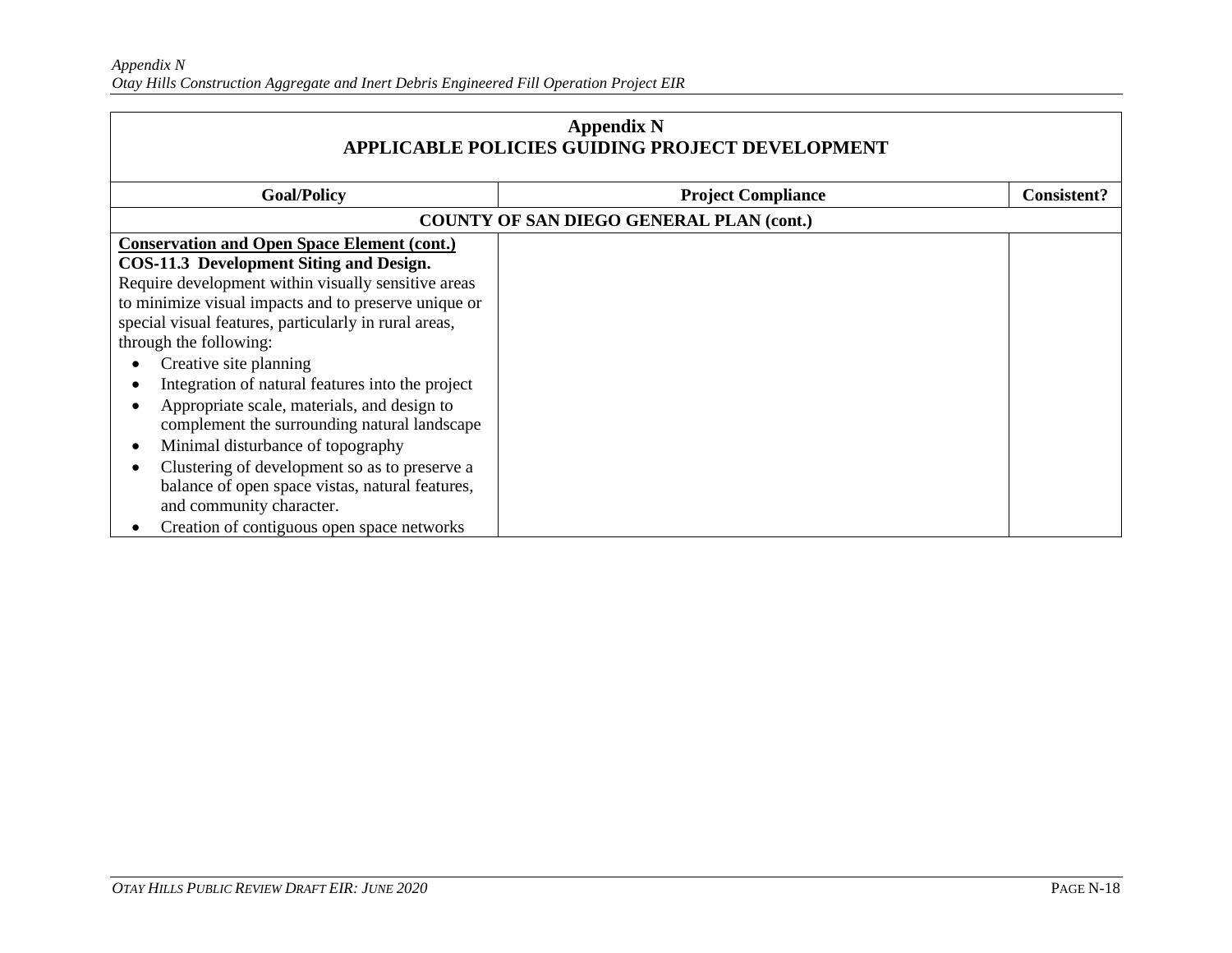| Appendix N<br>APPLICABLE POLICIES GUIDING PROJECT DEVELOPMENT | | |
|---|---|---|
| **Goal/Policy** | **Project Compliance** | **Consistent?** |
| **COUNTY OF SAN DIEGO GENERAL PLAN (cont.)** | | |
| **Conservation and Open Space Element (cont.)**<br>**COS-11.3 Development Siting and Design.** Require development within visually sensitive areas to minimize visual impacts and to preserve unique or special visual features, particularly in rural areas, through the following:<br>• Creative site planning<br>• Integration of natural features into the project<br>• Appropriate scale, materials, and design to complement the surrounding natural landscape<br>• Minimal disturbance of topography<br>• Clustering of development so as to preserve a balance of open space vistas, natural features, and community character.<br>• Creation of contiguous open space networks | | |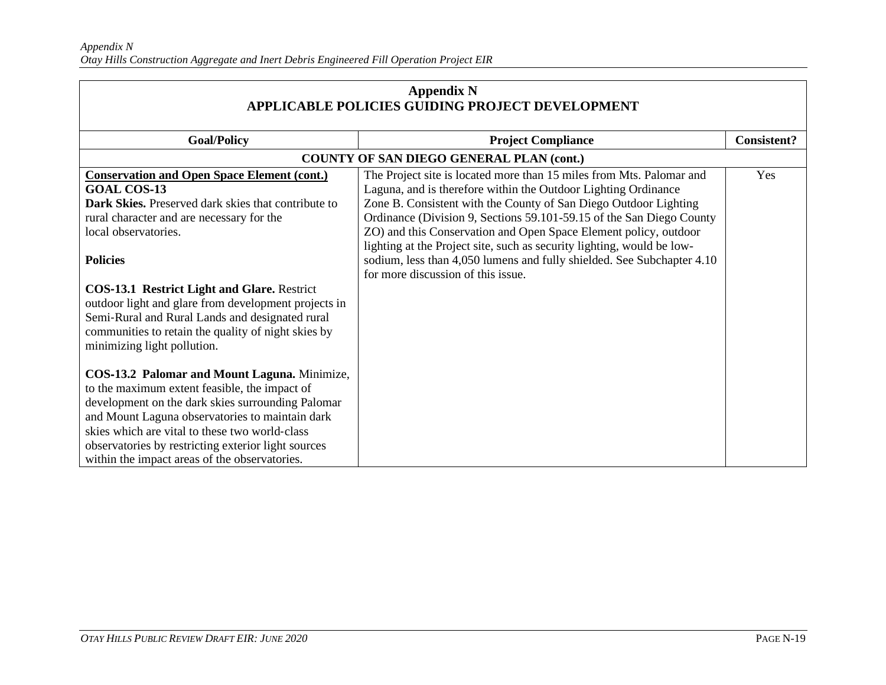| Appendix N<br>APPLICABLE POLICIES GUIDING PROJECT DEVELOPMENT | | |
|---|---|---|
| **Goal/Policy** | **Project Compliance** | **Consistent?** |
| **COUNTY OF SAN DIEGO GENERAL PLAN (cont.)** | | |
| **Conservation and Open Space Element (cont.)**<br>**GOAL COS-13**<br>**Dark Skies.** Preserved dark skies that contribute to rural character and are necessary for the local observatories.<br><br>**Policies**<br><br>**COS-13.1 Restrict Light and Glare.** Restrict outdoor light and glare from development projects in Semi-Rural and Rural Lands and designated rural communities to retain the quality of night skies by minimizing light pollution.<br><br>**COS-13.2 Palomar and Mount Laguna.** Minimize, to the maximum extent feasible, the impact of development on the dark skies surrounding Palomar and Mount Laguna observatories to maintain dark skies which are vital to these two world-class observatories by restricting exterior light sources within the impact areas of the observatories. | The Project site is located more than 15 miles from Mts. Palomar and Laguna, and is therefore within the Outdoor Lighting Ordinance Zone B. Consistent with the County of San Diego Outdoor Lighting Ordinance (Division 9, Sections 59.101-59.15 of the San Diego County ZO) and this Conservation and Open Space Element policy, outdoor lighting at the Project site, such as security lighting, would be low-sodium, less than 4,050 lumens and fully shielded. See Subchapter 4.10 for more discussion of this issue. | Yes |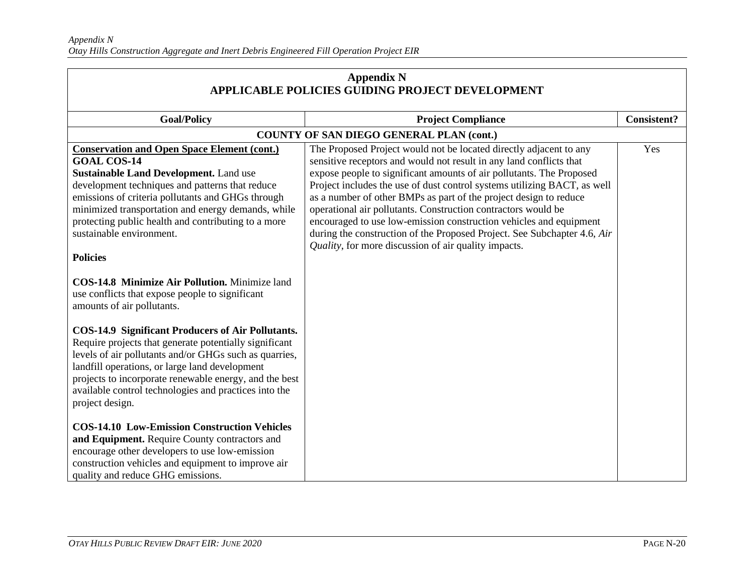**Appendix N**
**APPLICABLE POLICIES GUIDING PROJECT DEVELOPMENT**

| Goal/Policy | Project Compliance | Consistent? |
|---|---|---|
| **COUNTY OF SAN DIEGO GENERAL PLAN (cont.)** | | |
| **Conservation and Open Space Element (cont.)**<br>**GOAL COS-14**<br>**Sustainable Land Development.** Land use development techniques and patterns that reduce emissions of criteria pollutants and GHGs through minimized transportation and energy demands, while protecting public health and contributing to a more sustainable environment.<br><br>**Policies**<br><br>**COS-14.8 Minimize Air Pollution.** Minimize land use conflicts that expose people to significant amounts of air pollutants.<br><br>**COS-14.9 Significant Producers of Air Pollutants.** Require projects that generate potentially significant levels of air pollutants and/or GHGs such as quarries, landfill operations, or large land development projects to incorporate renewable energy, and the best available control technologies and practices into the project design.<br><br>**COS-14.10 Low-Emission Construction Vehicles and Equipment.** Require County contractors and encourage other developers to use low-emission construction vehicles and equipment to improve air quality and reduce GHG emissions. | The Proposed Project would not be located directly adjacent to any sensitive receptors and would not result in any land conflicts that expose people to significant amounts of air pollutants. The Proposed Project includes the use of dust control systems utilizing BACT, as well as a number of other BMPs as part of the project design to reduce operational air pollutants. Construction contractors would be encouraged to use low-emission construction vehicles and equipment during the construction of the Proposed Project. See Subchapter 4.6, *Air Quality*, for more discussion of air quality impacts. | Yes |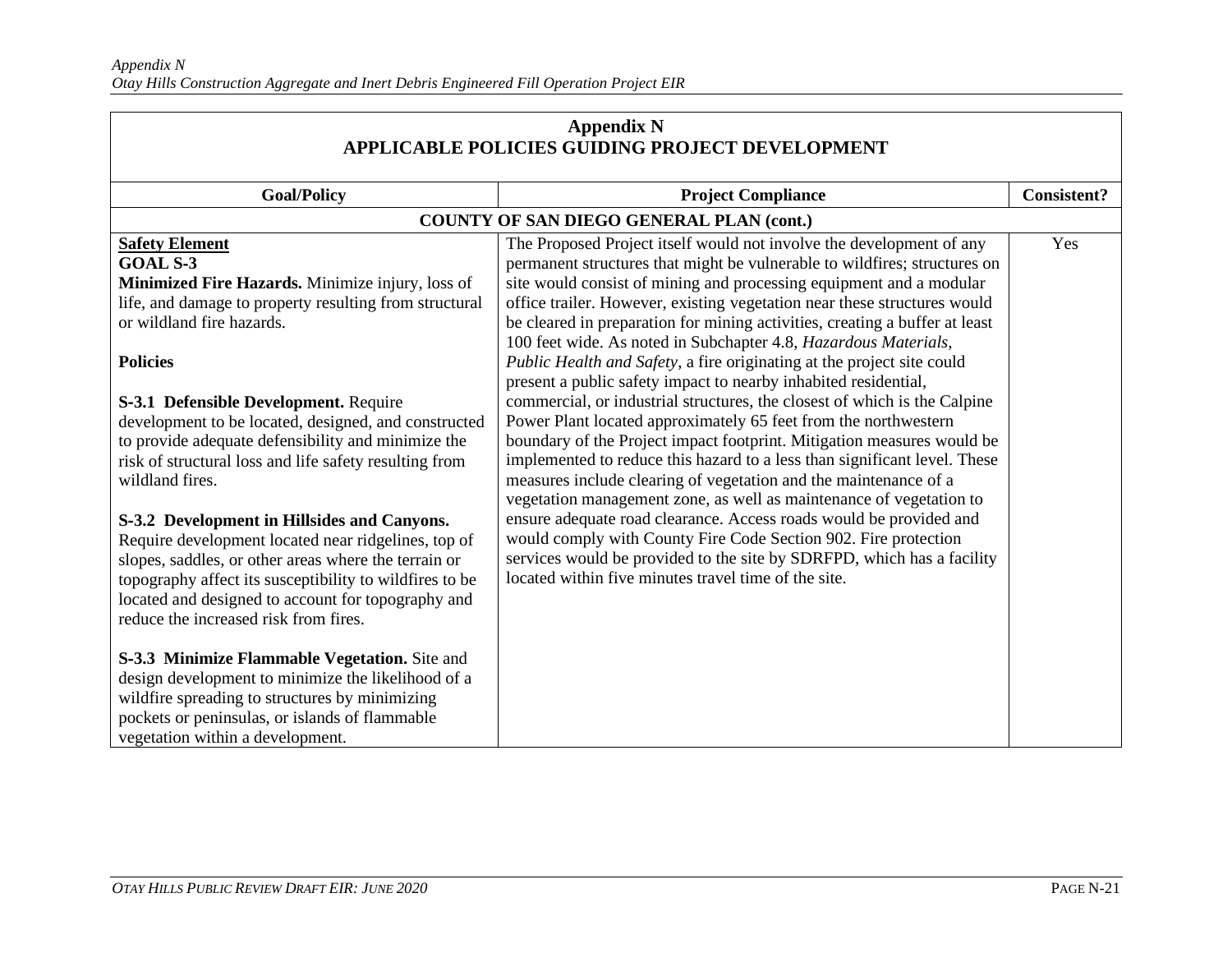## Appendix N
## APPLICABLE POLICIES GUIDING PROJECT DEVELOPMENT

| Goal/Policy | Project Compliance | Consistent? |
|---|---|---|
| **COUNTY OF SAN DIEGO GENERAL PLAN (cont.)** | | |
| **Safety Element**<br>**GOAL S-3**<br>**Minimized Fire Hazards.** Minimize injury, loss of life, and damage to property resulting from structural or wildland fire hazards.<br><br>**Policies**<br><br>**S-3.1 Defensible Development.** Require development to be located, designed, and constructed to provide adequate defensibility and minimize the risk of structural loss and life safety resulting from wildland fires.<br><br>**S-3.2 Development in Hillsides and Canyons.** Require development located near ridgelines, top of slopes, saddles, or other areas where the terrain or topography affect its susceptibility to wildfires to be located and designed to account for topography and reduce the increased risk from fires.<br><br>**S-3.3 Minimize Flammable Vegetation.** Site and design development to minimize the likelihood of a wildfire spreading to structures by minimizing pockets or peninsulas, or islands of flammable vegetation within a development. | The Proposed Project itself would not involve the development of any permanent structures that might be vulnerable to wildfires; structures on site would consist of mining and processing equipment and a modular office trailer. However, existing vegetation near these structures would be cleared in preparation for mining activities, creating a buffer at least 100 feet wide. As noted in Subchapter 4.8, *Hazardous Materials, Public Health and Safety*, a fire originating at the project site could present a public safety impact to nearby inhabited residential, commercial, or industrial structures, the closest of which is the Calpine Power Plant located approximately 65 feet from the northwestern boundary of the Project impact footprint. Mitigation measures would be implemented to reduce this hazard to a less than significant level. These measures include clearing of vegetation and the maintenance of a vegetation management zone, as well as maintenance of vegetation to ensure adequate road clearance. Access roads would be provided and would comply with County Fire Code Section 902. Fire protection services would be provided to the site by SDRFPD, which has a facility located within five minutes travel time of the site. | Yes |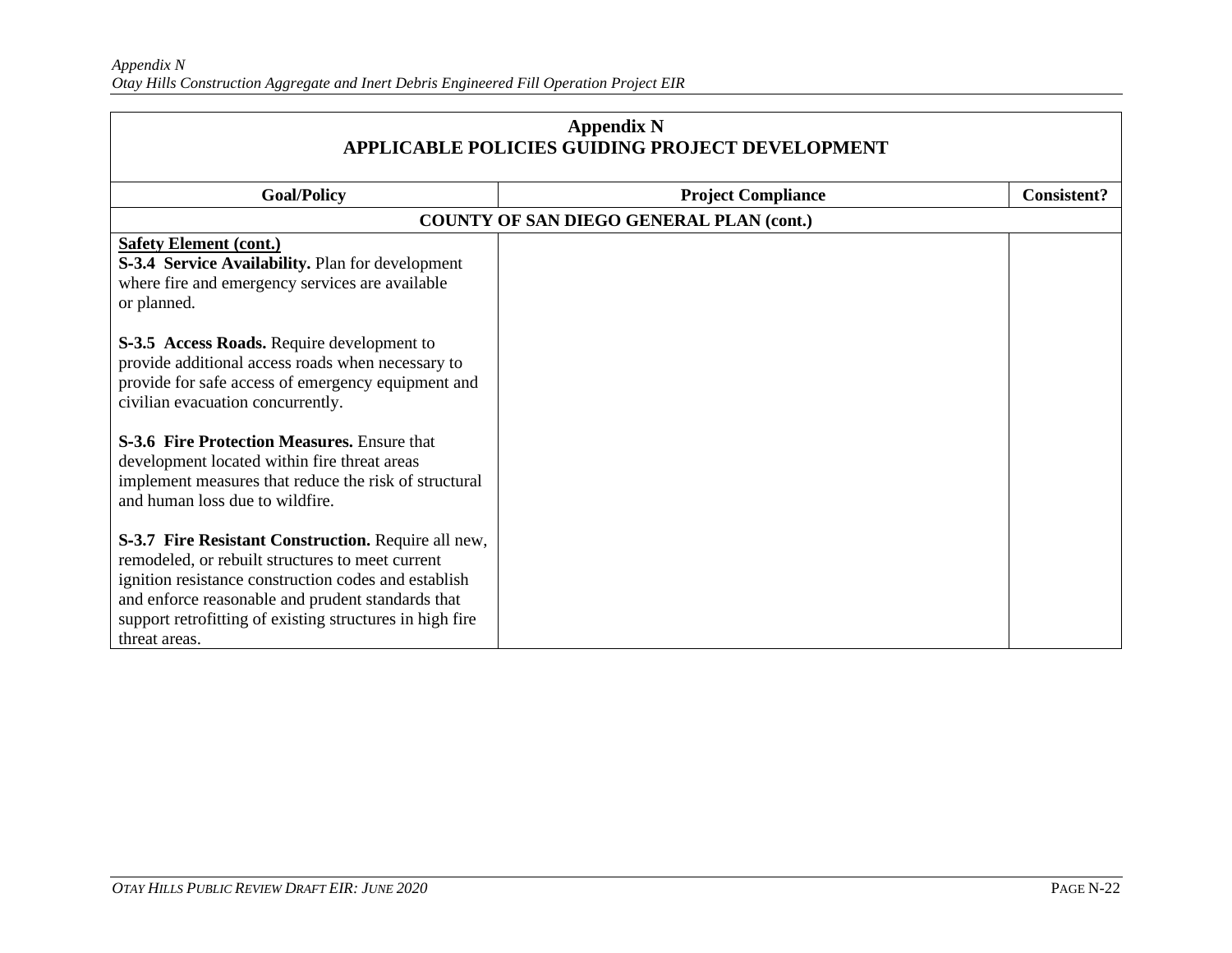| Appendix N APPLICABLE POLICIES GUIDING PROJECT DEVELOPMENT | | |
|---|---|---|
| **Goal/Policy** | **Project Compliance** | **Consistent?** |
| **COUNTY OF SAN DIEGO GENERAL PLAN (cont.)** | | |
| **Safety Element (cont.)**<br>**S-3.4 Service Availability.** Plan for development where fire and emergency services are available or planned.<br><br>**S-3.5 Access Roads.** Require development to provide additional access roads when necessary to provide for safe access of emergency equipment and civilian evacuation concurrently.<br><br>**S-3.6 Fire Protection Measures.** Ensure that development located within fire threat areas implement measures that reduce the risk of structural and human loss due to wildfire.<br><br>**S-3.7 Fire Resistant Construction.** Require all new, remodeled, or rebuilt structures to meet current ignition resistance construction codes and establish and enforce reasonable and prudent standards that support retrofitting of existing structures in high fire threat areas. | | |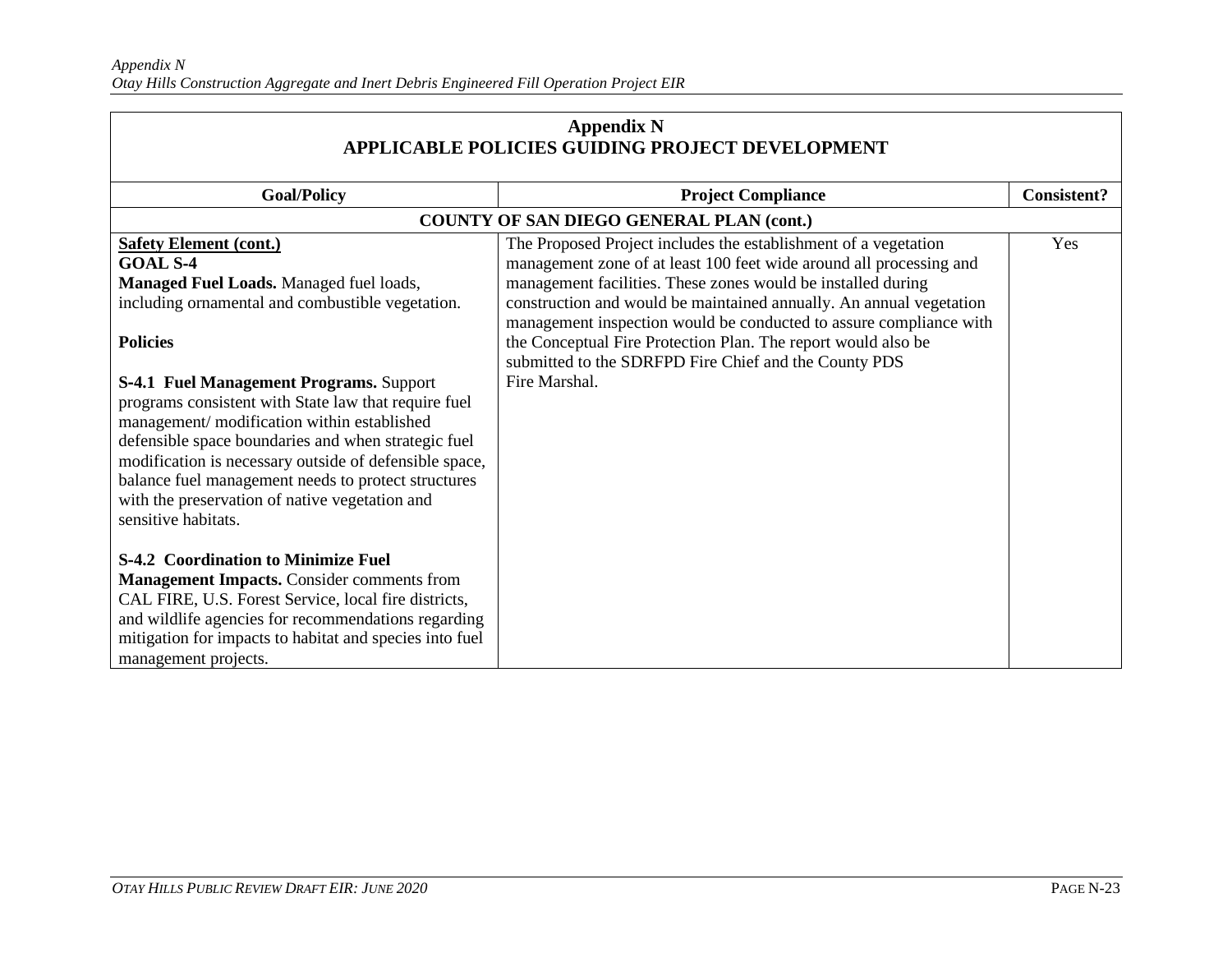## Appendix N
## APPLICABLE POLICIES GUIDING PROJECT DEVELOPMENT

| Goal/Policy | Project Compliance | Consistent? |
|---|---|---|
| **COUNTY OF SAN DIEGO GENERAL PLAN (cont.)** | | |
| **Safety Element (cont.)**<br>**GOAL S-4**<br>**Managed Fuel Loads.** Managed fuel loads, including ornamental and combustible vegetation.<br><br>**Policies**<br><br>**S-4.1 Fuel Management Programs.** Support programs consistent with State law that require fuel management/ modification within established defensible space boundaries and when strategic fuel modification is necessary outside of defensible space, balance fuel management needs to protect structures with the preservation of native vegetation and sensitive habitats.<br><br>**S-4.2 Coordination to Minimize Fuel Management Impacts.** Consider comments from CAL FIRE, U.S. Forest Service, local fire districts, and wildlife agencies for recommendations regarding mitigation for impacts to habitat and species into fuel management projects. | The Proposed Project includes the establishment of a vegetation management zone of at least 100 feet wide around all processing and management facilities. These zones would be installed during construction and would be maintained annually. An annual vegetation management inspection would be conducted to assure compliance with the Conceptual Fire Protection Plan. The report would also be submitted to the SDRFPD Fire Chief and the County PDS Fire Marshal. | Yes |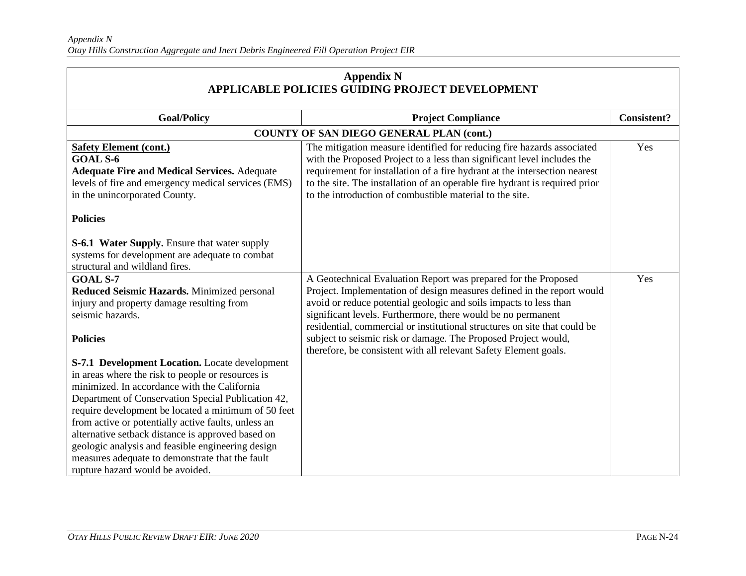## Appendix N
## APPLICABLE POLICIES GUIDING PROJECT DEVELOPMENT

| Goal/Policy | Project Compliance | Consistent? |
|---|---|---|
| **COUNTY OF SAN DIEGO GENERAL PLAN (cont.)** | | |
| **Safety Element (cont.)**<br>**GOAL S-6**<br>**Adequate Fire and Medical Services.** Adequate levels of fire and emergency medical services (EMS) in the unincorporated County.<br><br>**Policies**<br><br>**S-6.1 Water Supply.** Ensure that water supply systems for development are adequate to combat structural and wildland fires. | The mitigation measure identified for reducing fire hazards associated with the Proposed Project to a less than significant level includes the requirement for installation of a fire hydrant at the intersection nearest to the site. The installation of an operable fire hydrant is required prior to the introduction of combustible material to the site. | Yes |
| **GOAL S-7**<br>**Reduced Seismic Hazards.** Minimized personal injury and property damage resulting from seismic hazards.<br><br>**Policies**<br><br>**S-7.1 Development Location.** Locate development in areas where the risk to people or resources is minimized. In accordance with the California Department of Conservation Special Publication 42, require development be located a minimum of 50 feet from active or potentially active faults, unless an alternative setback distance is approved based on geologic analysis and feasible engineering design measures adequate to demonstrate that the fault rupture hazard would be avoided. | A Geotechnical Evaluation Report was prepared for the Proposed Project. Implementation of design measures defined in the report would avoid or reduce potential geologic and soils impacts to less than significant levels. Furthermore, there would be no permanent residential, commercial or institutional structures on site that could be subject to seismic risk or damage. The Proposed Project would, therefore, be consistent with all relevant Safety Element goals. | Yes |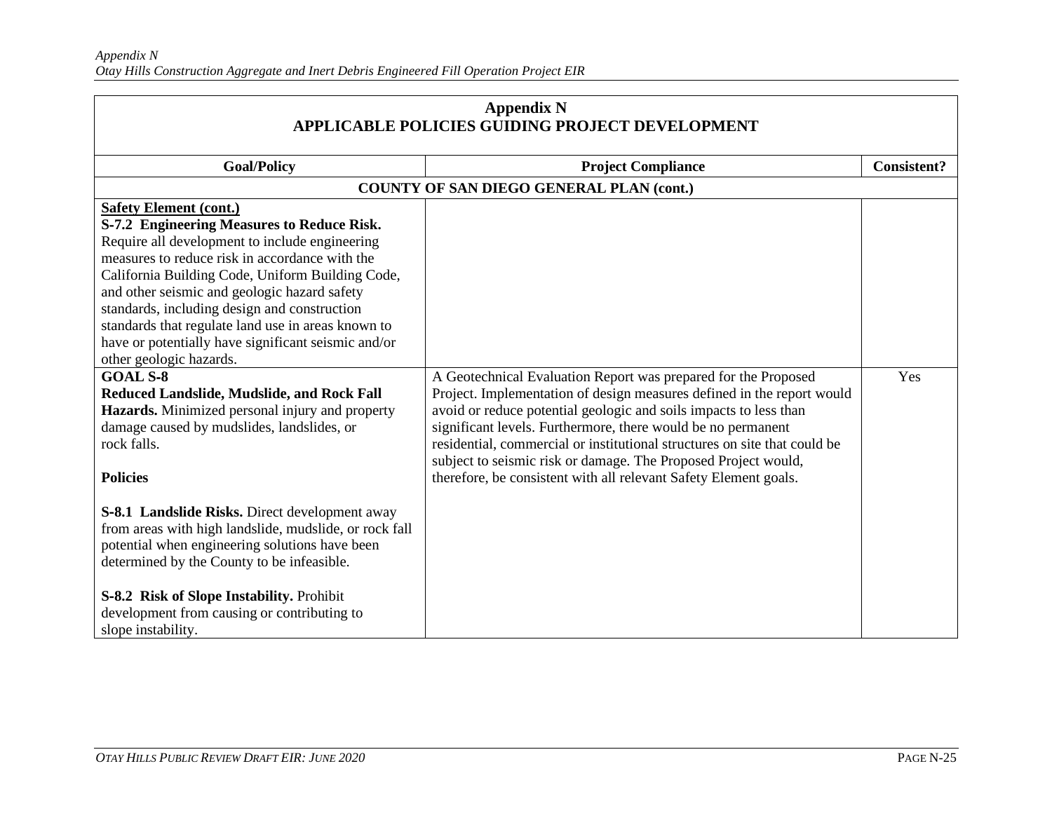**Appendix N**
**APPLICABLE POLICIES GUIDING PROJECT DEVELOPMENT**

| Goal/Policy | Project Compliance | Consistent? |
|---|---|---|
| **COUNTY OF SAN DIEGO GENERAL PLAN (cont.)** | | |
| **Safety Element (cont.)**<br>**S-7.2 Engineering Measures to Reduce Risk.** Require all development to include engineering measures to reduce risk in accordance with the California Building Code, Uniform Building Code, and other seismic and geologic hazard safety standards, including design and construction standards that regulate land use in areas known to have or potentially have significant seismic and/or other geologic hazards. | | |
| **GOAL S-8**<br>**Reduced Landslide, Mudslide, and Rock Fall Hazards.** Minimized personal injury and property damage caused by mudslides, landslides, or rock falls.<br><br>**Policies**<br><br>**S-8.1 Landslide Risks.** Direct development away from areas with high landslide, mudslide, or rock fall potential when engineering solutions have been determined by the County to be infeasible.<br><br>**S-8.2 Risk of Slope Instability.** Prohibit development from causing or contributing to slope instability. | A Geotechnical Evaluation Report was prepared for the Proposed Project. Implementation of design measures defined in the report would avoid or reduce potential geologic and soils impacts to less than significant levels. Furthermore, there would be no permanent residential, commercial or institutional structures on site that could be subject to seismic risk or damage. The Proposed Project would, therefore, be consistent with all relevant Safety Element goals. | Yes |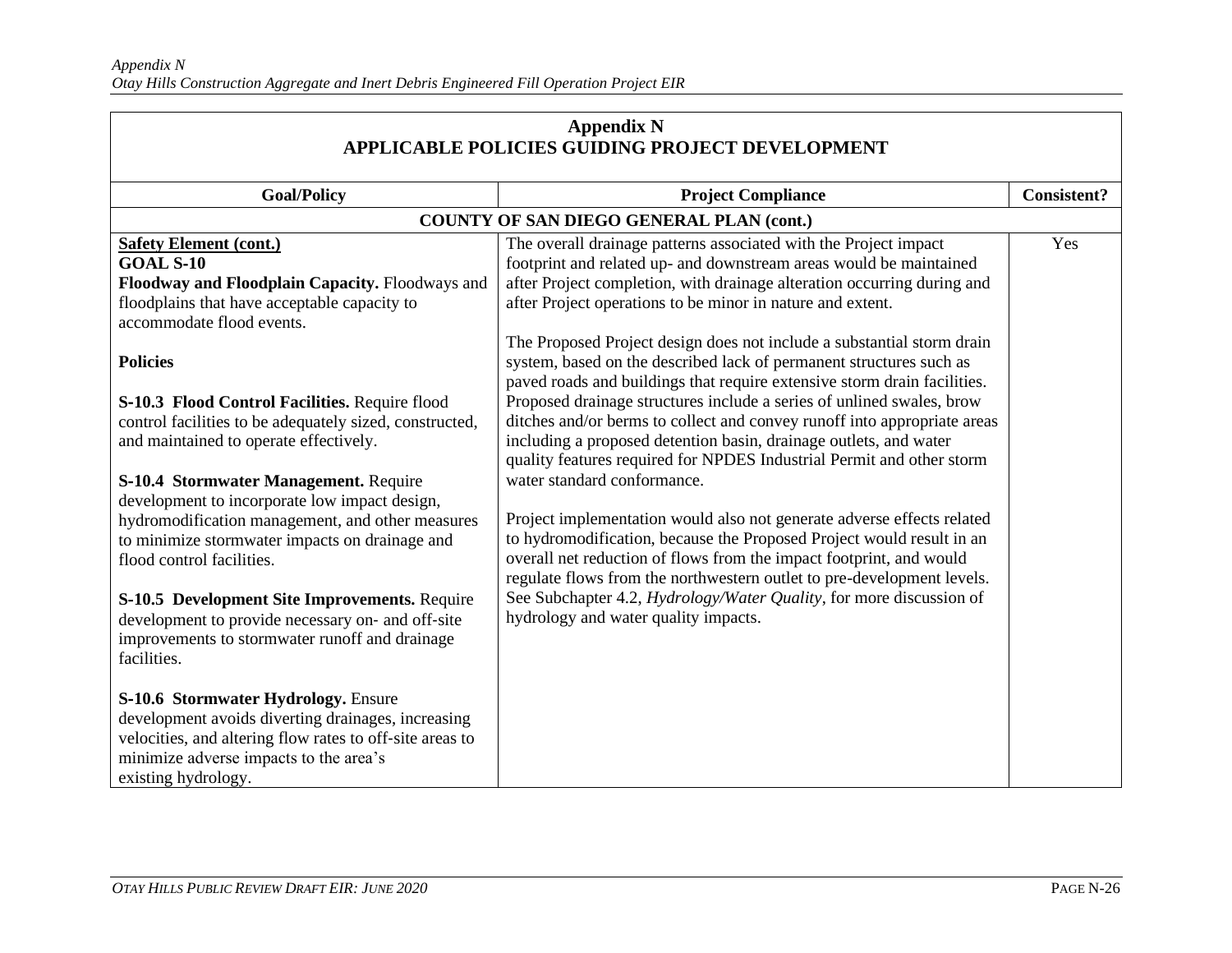## Appendix N
## APPLICABLE POLICIES GUIDING PROJECT DEVELOPMENT

| Goal/Policy | Project Compliance | Consistent? |
|---|---|---|
| **COUNTY OF SAN DIEGO GENERAL PLAN (cont.)** | | |
| **Safety Element (cont.)**<br>**GOAL S-10**<br>**Floodway and Floodplain Capacity.** Floodways and floodplains that have acceptable capacity to accommodate flood events.<br><br>**Policies**<br><br>**S-10.3 Flood Control Facilities.** Require flood control facilities to be adequately sized, constructed, and maintained to operate effectively.<br><br>**S-10.4 Stormwater Management.** Require development to incorporate low impact design, hydromodification management, and other measures to minimize stormwater impacts on drainage and flood control facilities.<br><br>**S-10.5 Development Site Improvements.** Require development to provide necessary on- and off-site improvements to stormwater runoff and drainage facilities.<br><br>**S-10.6 Stormwater Hydrology.** Ensure development avoids diverting drainages, increasing velocities, and altering flow rates to off-site areas to minimize adverse impacts to the area's existing hydrology. | The overall drainage patterns associated with the Project impact footprint and related up- and downstream areas would be maintained after Project completion, with drainage alteration occurring during and after Project operations to be minor in nature and extent.<br><br>The Proposed Project design does not include a substantial storm drain system, based on the described lack of permanent structures such as paved roads and buildings that require extensive storm drain facilities. Proposed drainage structures include a series of unlined swales, brow ditches and/or berms to collect and convey runoff into appropriate areas including a proposed detention basin, drainage outlets, and water quality features required for NPDES Industrial Permit and other storm water standard conformance.<br><br>Project implementation would also not generate adverse effects related to hydromodification, because the Proposed Project would result in an overall net reduction of flows from the impact footprint, and would regulate flows from the northwestern outlet to pre-development levels. See Subchapter 4.2, *Hydrology/Water Quality*, for more discussion of hydrology and water quality impacts. | Yes |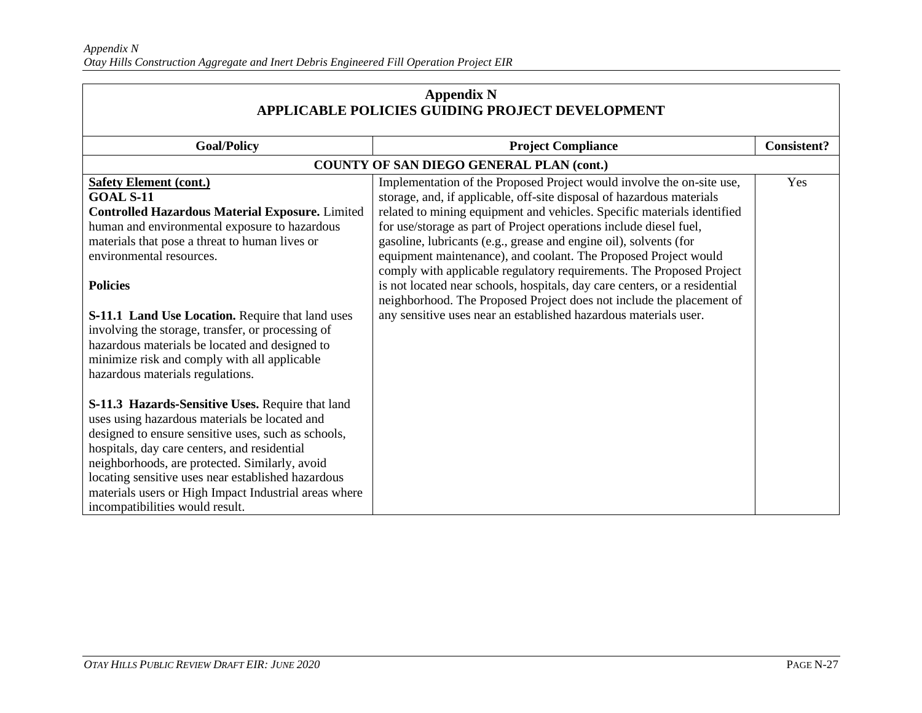## Appendix N
## APPLICABLE POLICIES GUIDING PROJECT DEVELOPMENT

| Goal/Policy | Project Compliance | Consistent? |
|---|---|---|
| **COUNTY OF SAN DIEGO GENERAL PLAN (cont.)** | | |
| **Safety Element (cont.)**<br>**GOAL S-11**<br>**Controlled Hazardous Material Exposure.** Limited human and environmental exposure to hazardous materials that pose a threat to human lives or environmental resources.<br><br>**Policies**<br><br>**S-11.1 Land Use Location.** Require that land uses involving the storage, transfer, or processing of hazardous materials be located and designed to minimize risk and comply with all applicable hazardous materials regulations.<br><br>**S-11.3 Hazards-Sensitive Uses.** Require that land uses using hazardous materials be located and designed to ensure sensitive uses, such as schools, hospitals, day care centers, and residential neighborhoods, are protected. Similarly, avoid locating sensitive uses near established hazardous materials users or High Impact Industrial areas where incompatibilities would result. | Implementation of the Proposed Project would involve the on-site use, storage, and, if applicable, off-site disposal of hazardous materials related to mining equipment and vehicles. Specific materials identified for use/storage as part of Project operations include diesel fuel, gasoline, lubricants (e.g., grease and engine oil), solvents (for equipment maintenance), and coolant. The Proposed Project would comply with applicable regulatory requirements. The Proposed Project is not located near schools, hospitals, day care centers, or a residential neighborhood. The Proposed Project does not include the placement of any sensitive uses near an established hazardous materials user. | Yes |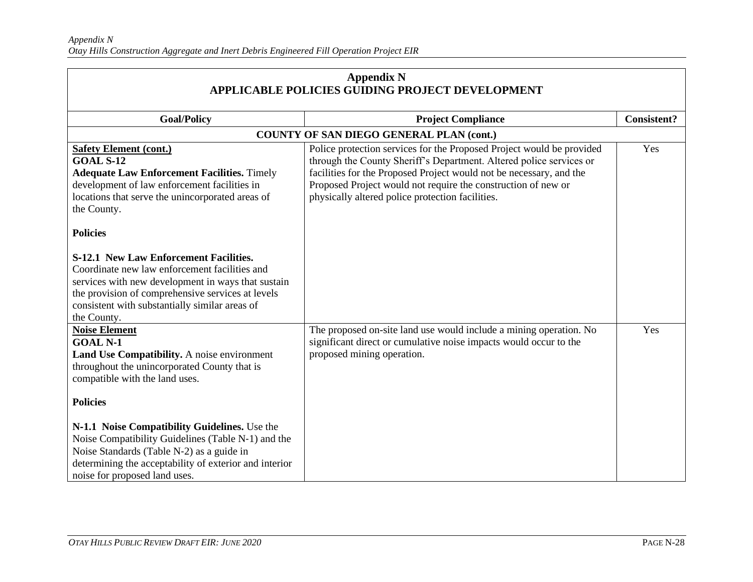## Appendix N
## APPLICABLE POLICIES GUIDING PROJECT DEVELOPMENT

| Goal/Policy | Project Compliance | Consistent? |
|---|---|---|
| **COUNTY OF SAN DIEGO GENERAL PLAN (cont.)** | | |
| **Safety Element (cont.)**<br>**GOAL S-12**<br>**Adequate Law Enforcement Facilities.** Timely development of law enforcement facilities in locations that serve the unincorporated areas of the County.<br><br>**Policies**<br><br>**S-12.1 New Law Enforcement Facilities.** Coordinate new law enforcement facilities and services with new development in ways that sustain the provision of comprehensive services at levels consistent with substantially similar areas of the County. | Police protection services for the Proposed Project would be provided through the County Sheriff's Department. Altered police services or facilities for the Proposed Project would not be necessary, and the Proposed Project would not require the construction of new or physically altered police protection facilities. | Yes |
| **Noise Element**<br>**GOAL N-1**<br>**Land Use Compatibility.** A noise environment throughout the unincorporated County that is compatible with the land uses.<br><br>**Policies**<br><br>**N-1.1 Noise Compatibility Guidelines.** Use the Noise Compatibility Guidelines (Table N-1) and the Noise Standards (Table N-2) as a guide in determining the acceptability of exterior and interior noise for proposed land uses. | The proposed on-site land use would include a mining operation. No significant direct or cumulative noise impacts would occur to the proposed mining operation. | Yes |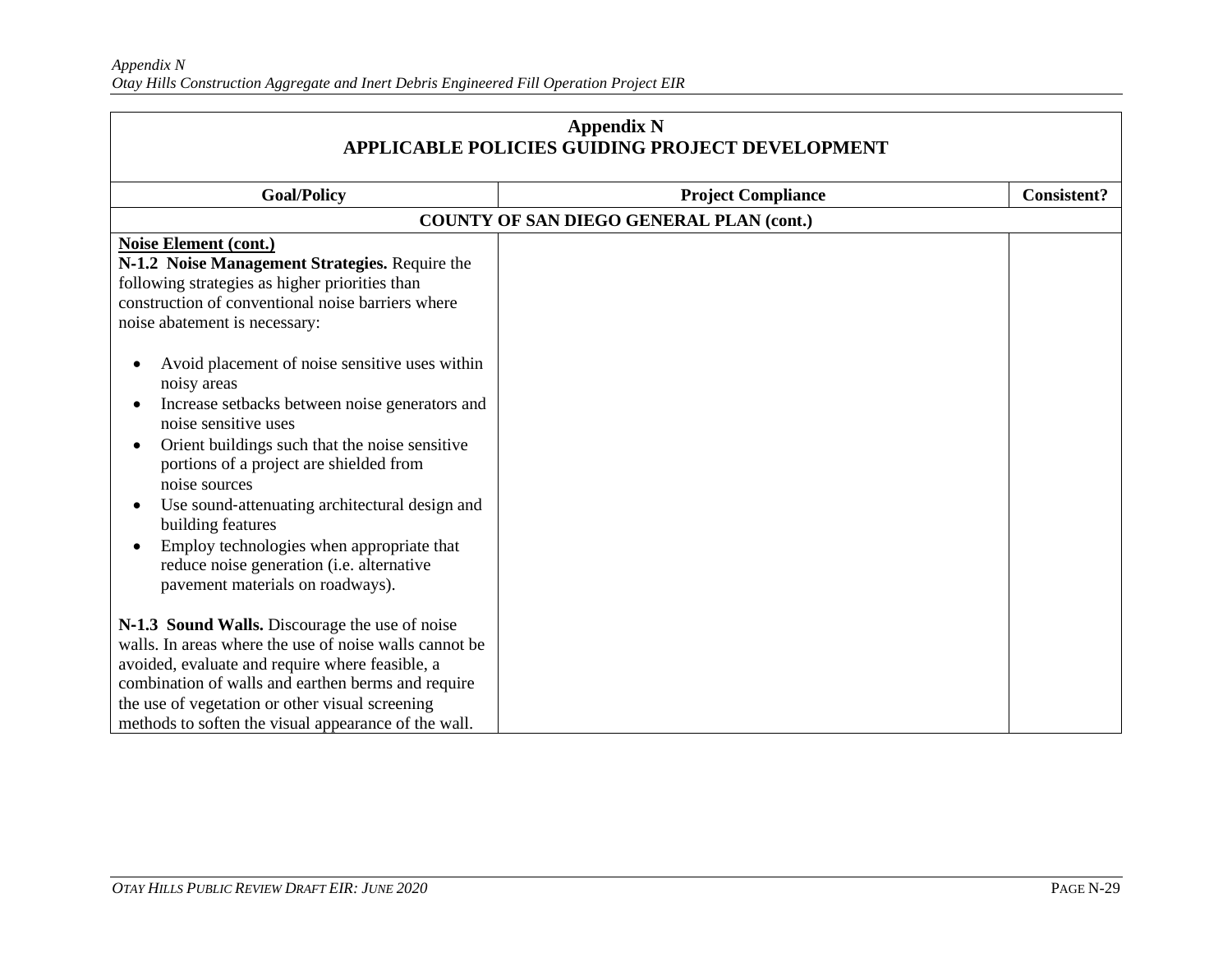| **Appendix N<br>APPLICABLE POLICIES GUIDING PROJECT DEVELOPMENT** | | |
|---|---|---|
| **Goal/Policy** | **Project Compliance** | **Consistent?** |
| **COUNTY OF SAN DIEGO GENERAL PLAN (cont.)** | | |
| <u>**Noise Element (cont.)**</u><br>**N-1.2 Noise Management Strategies.** Require the following strategies as higher priorities than construction of conventional noise barriers where noise abatement is necessary:<br><br>• Avoid placement of noise sensitive uses within noisy areas<br>• Increase setbacks between noise generators and noise sensitive uses<br>• Orient buildings such that the noise sensitive portions of a project are shielded from noise sources<br>• Use sound-attenuating architectural design and building features<br>• Employ technologies when appropriate that reduce noise generation (i.e. alternative pavement materials on roadways).<br><br>**N-1.3 Sound Walls.** Discourage the use of noise walls. In areas where the use of noise walls cannot be avoided, evaluate and require where feasible, a combination of walls and earthen berms and require the use of vegetation or other visual screening methods to soften the visual appearance of the wall. | | |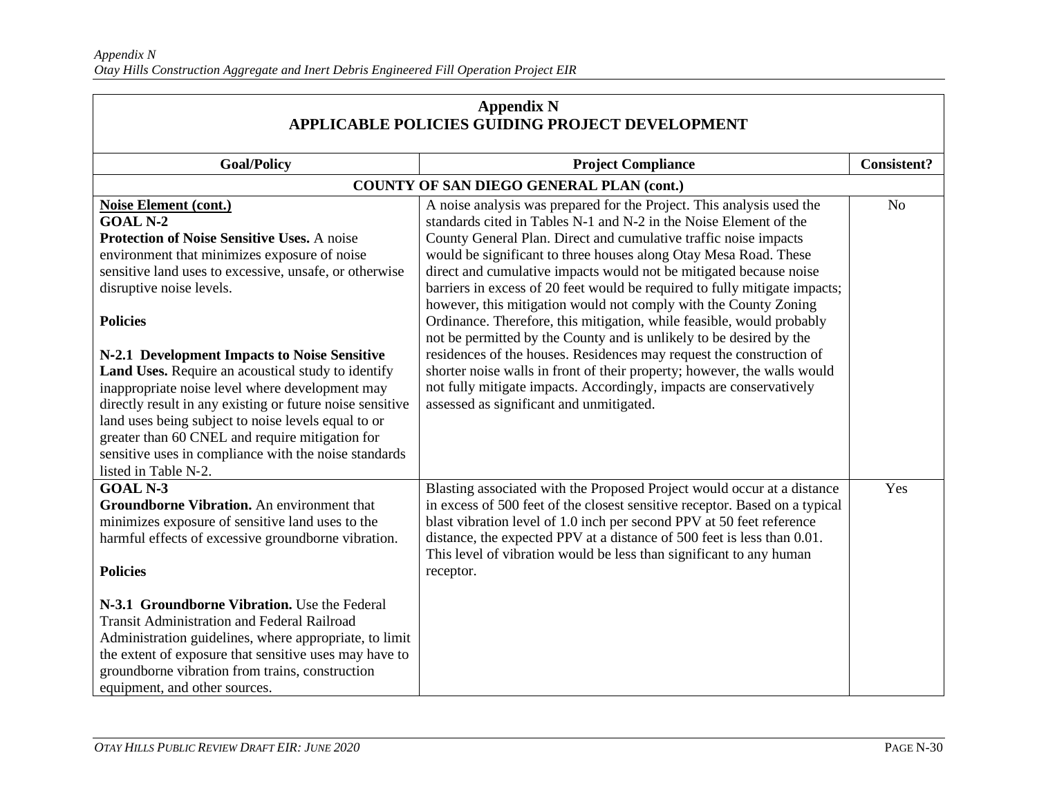**Appendix N**
**APPLICABLE POLICIES GUIDING PROJECT DEVELOPMENT**

| Goal/Policy | Project Compliance | Consistent? |
|---|---|---|
| **COUNTY OF SAN DIEGO GENERAL PLAN (cont.)** | | |
| **Noise Element (cont.)**<br>**GOAL N-2**<br>**Protection of Noise Sensitive Uses.** A noise environment that minimizes exposure of noise sensitive land uses to excessive, unsafe, or otherwise disruptive noise levels.<br><br>**Policies**<br><br>**N-2.1 Development Impacts to Noise Sensitive Land Uses.** Require an acoustical study to identify inappropriate noise level where development may directly result in any existing or future noise sensitive land uses being subject to noise levels equal to or greater than 60 CNEL and require mitigation for sensitive uses in compliance with the noise standards listed in Table N-2. | A noise analysis was prepared for the Project. This analysis used the standards cited in Tables N-1 and N-2 in the Noise Element of the County General Plan. Direct and cumulative traffic noise impacts would be significant to three houses along Otay Mesa Road. These direct and cumulative impacts would not be mitigated because noise barriers in excess of 20 feet would be required to fully mitigate impacts; however, this mitigation would not comply with the County Zoning Ordinance. Therefore, this mitigation, while feasible, would probably not be permitted by the County and is unlikely to be desired by the residences of the houses. Residences may request the construction of shorter noise walls in front of their property; however, the walls would not fully mitigate impacts. Accordingly, impacts are conservatively assessed as significant and unmitigated. | No |
| **GOAL N-3**<br>**Groundborne Vibration.** An environment that minimizes exposure of sensitive land uses to the harmful effects of excessive groundborne vibration.<br><br>**Policies**<br><br>**N-3.1 Groundborne Vibration.** Use the Federal Transit Administration and Federal Railroad Administration guidelines, where appropriate, to limit the extent of exposure that sensitive uses may have to groundborne vibration from trains, construction equipment, and other sources. | Blasting associated with the Proposed Project would occur at a distance in excess of 500 feet of the closest sensitive receptor. Based on a typical blast vibration level of 1.0 inch per second PPV at 50 feet reference distance, the expected PPV at a distance of 500 feet is less than 0.01. This level of vibration would be less than significant to any human receptor. | Yes |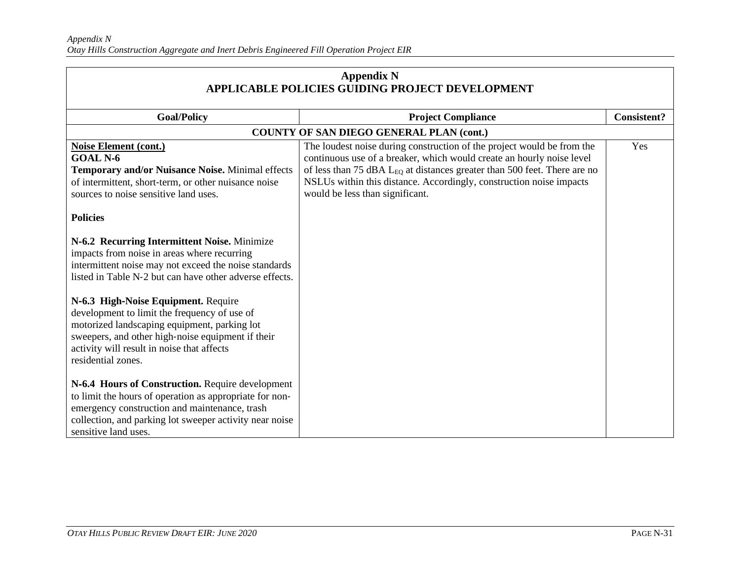**Appendix N**
**APPLICABLE POLICIES GUIDING PROJECT DEVELOPMENT**

| Goal/Policy | Project Compliance | Consistent? |
|---|---|---|
| **COUNTY OF SAN DIEGO GENERAL PLAN (cont.)** | | |
| **Noise Element (cont.)**<br>**GOAL N-6**<br>**Temporary and/or Nuisance Noise.** Minimal effects of intermittent, short-term, or other nuisance noise sources to noise sensitive land uses.<br><br>**Policies**<br><br>**N-6.2 Recurring Intermittent Noise.** Minimize impacts from noise in areas where recurring intermittent noise may not exceed the noise standards listed in Table N-2 but can have other adverse effects.<br><br>**N-6.3 High-Noise Equipment.** Require development to limit the frequency of use of motorized landscaping equipment, parking lot sweepers, and other high-noise equipment if their activity will result in noise that affects residential zones.<br><br>**N-6.4 Hours of Construction.** Require development to limit the hours of operation as appropriate for non-emergency construction and maintenance, trash collection, and parking lot sweeper activity near noise sensitive land uses. | The loudest noise during construction of the project would be from the continuous use of a breaker, which would create an hourly noise level of less than 75 dBA $L_{EQ}$ at distances greater than 500 feet. There are no NSLUs within this distance. Accordingly, construction noise impacts would be less than significant. | Yes |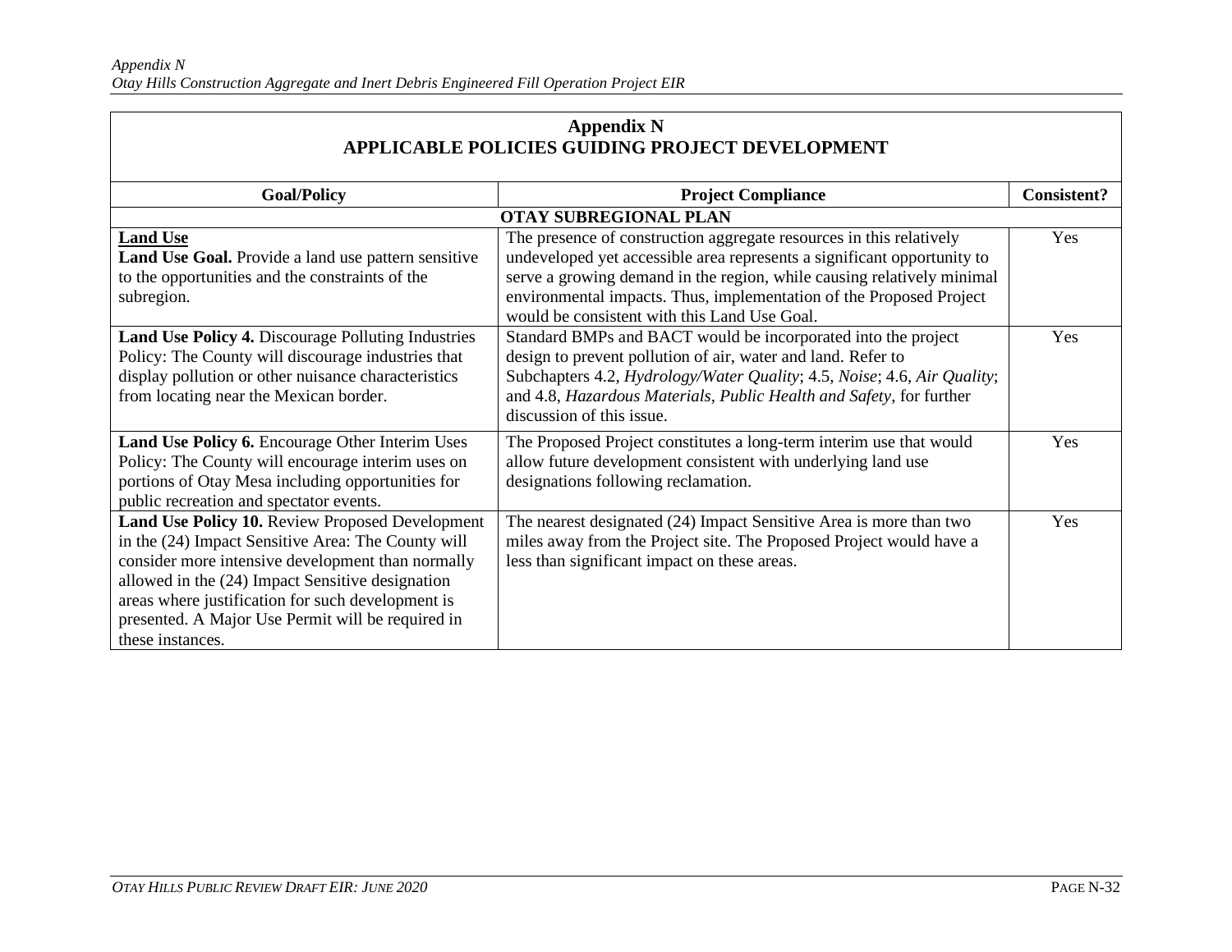## Appendix N
## APPLICABLE POLICIES GUIDING PROJECT DEVELOPMENT

| Goal/Policy | Project Compliance | Consistent? |
|---|---|---|
| **OTAY SUBREGIONAL PLAN** | | |
| **Land Use**<br>**Land Use Goal.** Provide a land use pattern sensitive to the opportunities and the constraints of the subregion. | The presence of construction aggregate resources in this relatively undeveloped yet accessible area represents a significant opportunity to serve a growing demand in the region, while causing relatively minimal environmental impacts. Thus, implementation of the Proposed Project would be consistent with this Land Use Goal. | Yes |
| **Land Use Policy 4.** Discourage Polluting Industries Policy: The County will discourage industries that display pollution or other nuisance characteristics from locating near the Mexican border. | Standard BMPs and BACT would be incorporated into the project design to prevent pollution of air, water and land. Refer to Subchapters 4.2, *Hydrology/Water Quality*; 4.5, *Noise*; 4.6, *Air Quality*; and 4.8, *Hazardous Materials, Public Health and Safety*, for further discussion of this issue. | Yes |
| **Land Use Policy 6.** Encourage Other Interim Uses Policy: The County will encourage interim uses on portions of Otay Mesa including opportunities for public recreation and spectator events. | The Proposed Project constitutes a long-term interim use that would allow future development consistent with underlying land use designations following reclamation. | Yes |
| **Land Use Policy 10.** Review Proposed Development in the (24) Impact Sensitive Area: The County will consider more intensive development than normally allowed in the (24) Impact Sensitive designation areas where justification for such development is presented. A Major Use Permit will be required in these instances. | The nearest designated (24) Impact Sensitive Area is more than two miles away from the Project site. The Proposed Project would have a less than significant impact on these areas. | Yes |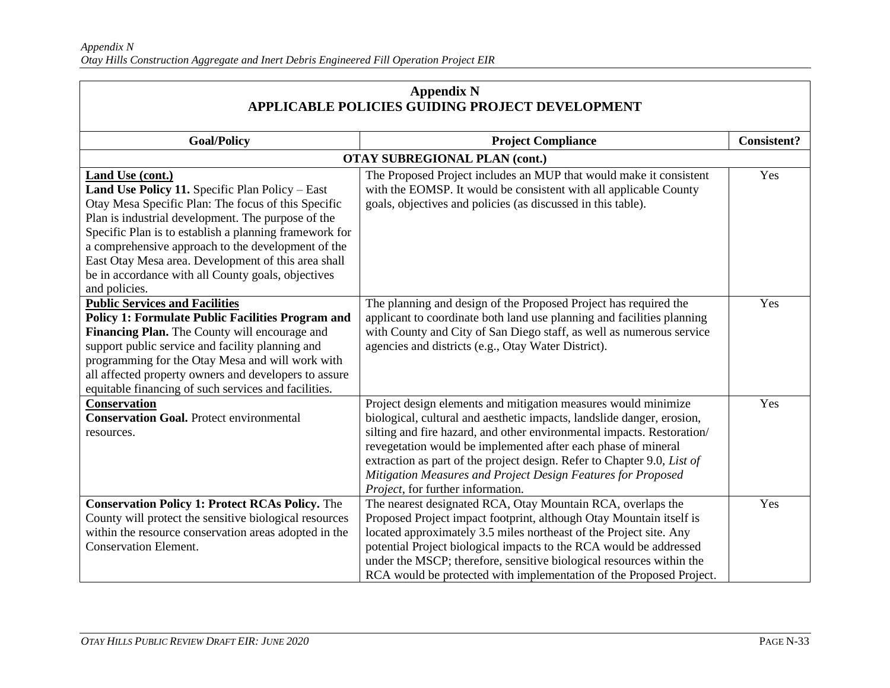## Appendix N
## APPLICABLE POLICIES GUIDING PROJECT DEVELOPMENT

| Goal/Policy | Project Compliance | Consistent? |
|---|---|---|
| **OTAY SUBREGIONAL PLAN (cont.)** | | |
| **Land Use (cont.)**<br>**Land Use Policy 11.** Specific Plan Policy – East Otay Mesa Specific Plan: The focus of this Specific Plan is industrial development. The purpose of the Specific Plan is to establish a planning framework for a comprehensive approach to the development of the East Otay Mesa area. Development of this area shall be in accordance with all County goals, objectives and policies. | The Proposed Project includes an MUP that would make it consistent with the EOMSP. It would be consistent with all applicable County goals, objectives and policies (as discussed in this table). | Yes |
| **Public Services and Facilities**<br>**Policy 1: Formulate Public Facilities Program and Financing Plan.** The County will encourage and support public service and facility planning and programming for the Otay Mesa and will work with all affected property owners and developers to assure equitable financing of such services and facilities. | The planning and design of the Proposed Project has required the applicant to coordinate both land use planning and facilities planning with County and City of San Diego staff, as well as numerous service agencies and districts (e.g., Otay Water District). | Yes |
| **Conservation**<br>**Conservation Goal.** Protect environmental resources. | Project design elements and mitigation measures would minimize biological, cultural and aesthetic impacts, landslide danger, erosion, silting and fire hazard, and other environmental impacts. Restoration/ revegetation would be implemented after each phase of mineral extraction as part of the project design. Refer to Chapter 9.0, *List of Mitigation Measures and Project Design Features for Proposed Project*, for further information. | Yes |
| **Conservation Policy 1: Protect RCAs Policy.** The County will protect the sensitive biological resources within the resource conservation areas adopted in the Conservation Element. | The nearest designated RCA, Otay Mountain RCA, overlaps the Proposed Project impact footprint, although Otay Mountain itself is located approximately 3.5 miles northeast of the Project site. Any potential Project biological impacts to the RCA would be addressed under the MSCP; therefore, sensitive biological resources within the RCA would be protected with implementation of the Proposed Project. | Yes |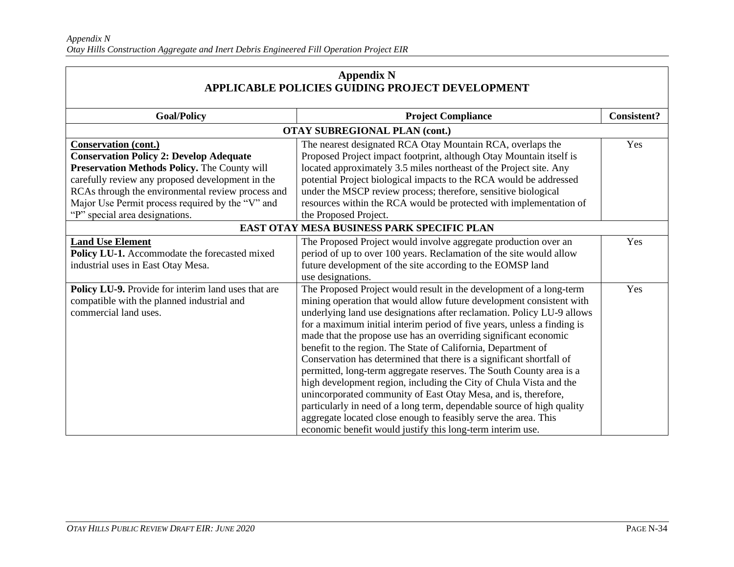## Appendix N
## APPLICABLE POLICIES GUIDING PROJECT DEVELOPMENT

| Goal/Policy | Project Compliance | Consistent? |
|---|---|---|
| **OTAY SUBREGIONAL PLAN (cont.)** | | |
| **Conservation (cont.)**<br>**Conservation Policy 2: Develop Adequate Preservation Methods Policy.** The County will carefully review any proposed development in the RCAs through the environmental review process and Major Use Permit process required by the "V" and "P" special area designations. | The nearest designated RCA Otay Mountain RCA, overlaps the Proposed Project impact footprint, although Otay Mountain itself is located approximately 3.5 miles northeast of the Project site. Any potential Project biological impacts to the RCA would be addressed under the MSCP review process; therefore, sensitive biological resources within the RCA would be protected with implementation of the Proposed Project. | Yes |
| **EAST OTAY MESA BUSINESS PARK SPECIFIC PLAN** | | |
| **Land Use Element**<br>**Policy LU-1.** Accommodate the forecasted mixed industrial uses in East Otay Mesa. | The Proposed Project would involve aggregate production over an period of up to over 100 years. Reclamation of the site would allow future development of the site according to the EOMSP land use designations. | Yes |
| **Policy LU-9.** Provide for interim land uses that are compatible with the planned industrial and commercial land uses. | The Proposed Project would result in the development of a long-term mining operation that would allow future development consistent with underlying land use designations after reclamation. Policy LU-9 allows for a maximum initial interim period of five years, unless a finding is made that the propose use has an overriding significant economic benefit to the region. The State of California, Department of Conservation has determined that there is a significant shortfall of permitted, long-term aggregate reserves. The South County area is a high development region, including the City of Chula Vista and the unincorporated community of East Otay Mesa, and is, therefore, particularly in need of a long term, dependable source of high quality aggregate located close enough to feasibly serve the area. This economic benefit would justify this long-term interim use. | Yes |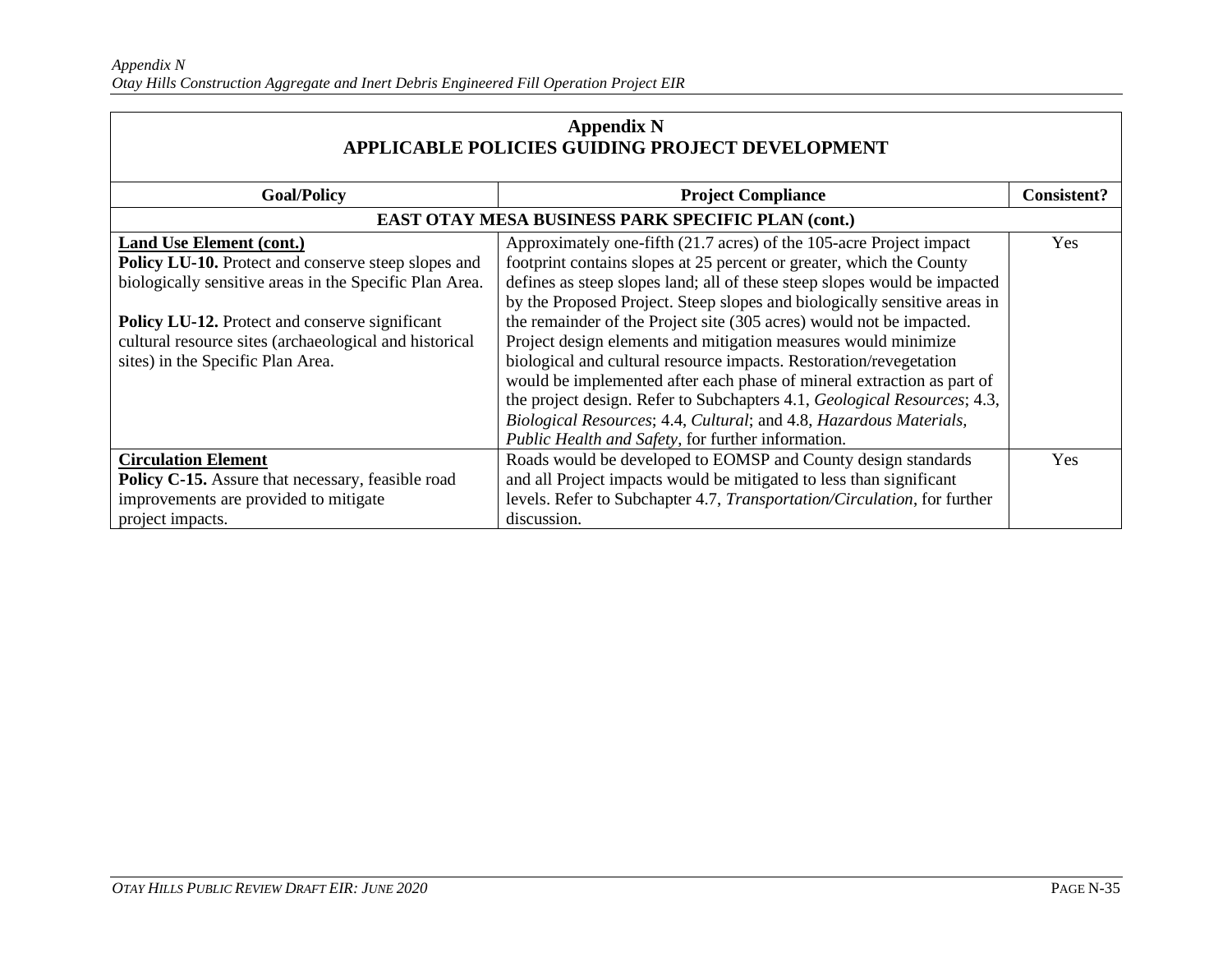## Appendix N
## APPLICABLE POLICIES GUIDING PROJECT DEVELOPMENT

| Goal/Policy | Project Compliance | Consistent? |
|---|---|---|
| **EAST OTAY MESA BUSINESS PARK SPECIFIC PLAN (cont.)** | | |
| **Land Use Element (cont.)**<br>**Policy LU-10.** Protect and conserve steep slopes and biologically sensitive areas in the Specific Plan Area.<br><br>**Policy LU-12.** Protect and conserve significant cultural resource sites (archaeological and historical sites) in the Specific Plan Area. | Approximately one-fifth (21.7 acres) of the 105-acre Project impact footprint contains slopes at 25 percent or greater, which the County defines as steep slopes land; all of these steep slopes would be impacted by the Proposed Project. Steep slopes and biologically sensitive areas in the remainder of the Project site (305 acres) would not be impacted. Project design elements and mitigation measures would minimize biological and cultural resource impacts. Restoration/revegetation would be implemented after each phase of mineral extraction as part of the project design. Refer to Subchapters 4.1, *Geological Resources*; 4.3, *Biological Resources*; 4.4, *Cultural*; and 4.8, *Hazardous Materials, Public Health and Safety*, for further information. | Yes |
| **Circulation Element**<br>**Policy C-15.** Assure that necessary, feasible road improvements are provided to mitigate project impacts. | Roads would be developed to EOMSP and County design standards and all Project impacts would be mitigated to less than significant levels. Refer to Subchapter 4.7, *Transportation/Circulation*, for further discussion. | Yes |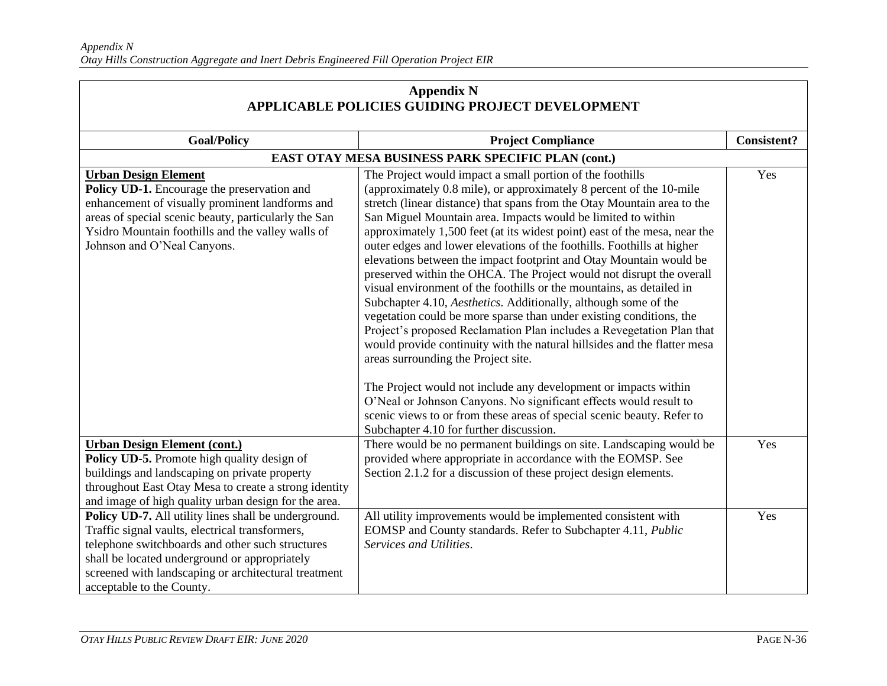## Appendix N
## APPLICABLE POLICIES GUIDING PROJECT DEVELOPMENT

| Goal/Policy | Project Compliance | Consistent? |
|---|---|---|
| **EAST OTAY MESA BUSINESS PARK SPECIFIC PLAN (cont.)** | | |
| **Urban Design Element**<br>**Policy UD-1.** Encourage the preservation and enhancement of visually prominent landforms and areas of special scenic beauty, particularly the San Ysidro Mountain foothills and the valley walls of Johnson and O'Neal Canyons. | The Project would impact a small portion of the foothills (approximately 0.8 mile), or approximately 8 percent of the 10-mile stretch (linear distance) that spans from the Otay Mountain area to the San Miguel Mountain area. Impacts would be limited to within approximately 1,500 feet (at its widest point) east of the mesa, near the outer edges and lower elevations of the foothills. Foothills at higher elevations between the impact footprint and Otay Mountain would be preserved within the OHCA. The Project would not disrupt the overall visual environment of the foothills or the mountains, as detailed in Subchapter 4.10, *Aesthetics*. Additionally, although some of the vegetation could be more sparse than under existing conditions, the Project's proposed Reclamation Plan includes a Revegetation Plan that would provide continuity with the natural hillsides and the flatter mesa areas surrounding the Project site.<br><br>The Project would not include any development or impacts within O'Neal or Johnson Canyons. No significant effects would result to scenic views to or from these areas of special scenic beauty. Refer to Subchapter 4.10 for further discussion. | Yes |
| **Urban Design Element (cont.)**<br>**Policy UD-5.** Promote high quality design of buildings and landscaping on private property throughout East Otay Mesa to create a strong identity and image of high quality urban design for the area. | There would be no permanent buildings on site. Landscaping would be provided where appropriate in accordance with the EOMSP. See Section 2.1.2 for a discussion of these project design elements. | Yes |
| **Policy UD-7.** All utility lines shall be underground. Traffic signal vaults, electrical transformers, telephone switchboards and other such structures shall be located underground or appropriately screened with landscaping or architectural treatment acceptable to the County. | All utility improvements would be implemented consistent with EOMSP and County standards. Refer to Subchapter 4.11, *Public Services and Utilities*. | Yes |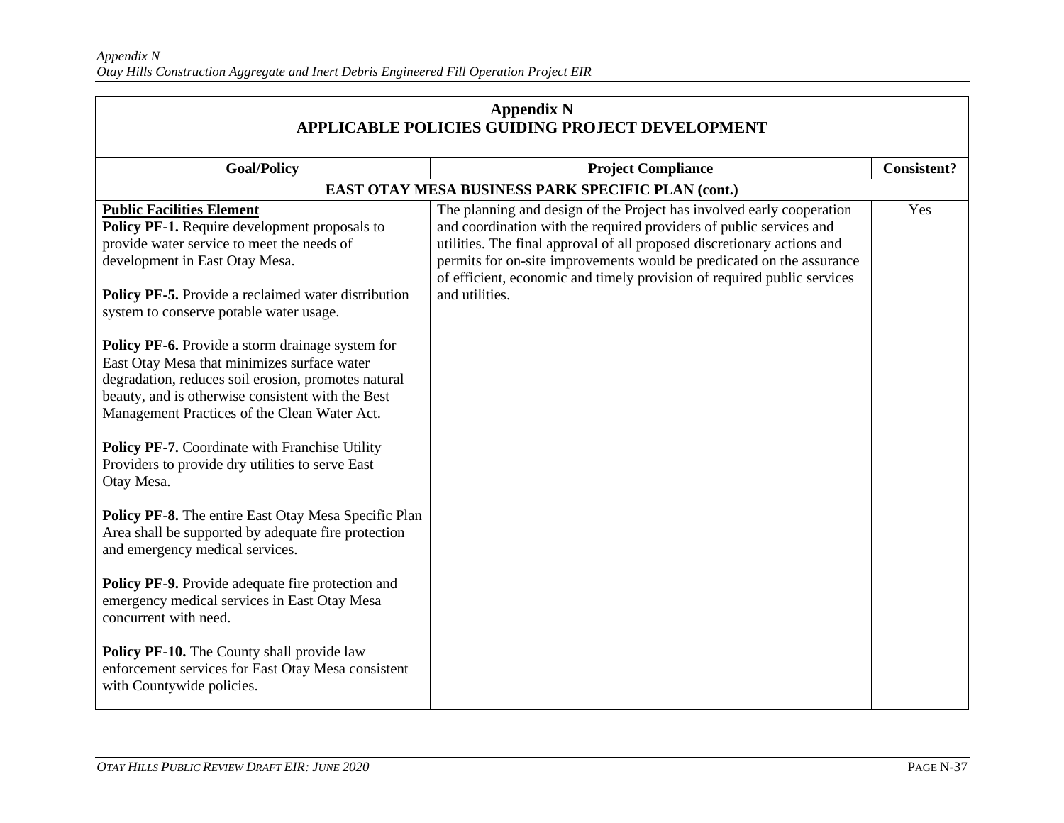| Appendix N APPLICABLE POLICIES GUIDING PROJECT DEVELOPMENT | | |
|---|---|---|
| **Goal/Policy** | **Project Compliance** | **Consistent?** |
| **EAST OTAY MESA BUSINESS PARK SPECIFIC PLAN (cont.)** | | |
| **Public Facilities Element**<br>**Policy PF-1.** Require development proposals to provide water service to meet the needs of development in East Otay Mesa.<br><br>**Policy PF-5.** Provide a reclaimed water distribution system to conserve potable water usage.<br><br>**Policy PF-6.** Provide a storm drainage system for East Otay Mesa that minimizes surface water degradation, reduces soil erosion, promotes natural beauty, and is otherwise consistent with the Best Management Practices of the Clean Water Act.<br><br>**Policy PF-7.** Coordinate with Franchise Utility Providers to provide dry utilities to serve East Otay Mesa.<br><br>**Policy PF-8.** The entire East Otay Mesa Specific Plan Area shall be supported by adequate fire protection and emergency medical services.<br><br>**Policy PF-9.** Provide adequate fire protection and emergency medical services in East Otay Mesa concurrent with need.<br><br>**Policy PF-10.** The County shall provide law enforcement services for East Otay Mesa consistent with Countywide policies. | The planning and design of the Project has involved early cooperation and coordination with the required providers of public services and utilities. The final approval of all proposed discretionary actions and permits for on-site improvements would be predicated on the assurance of efficient, economic and timely provision of required public services and utilities. | Yes |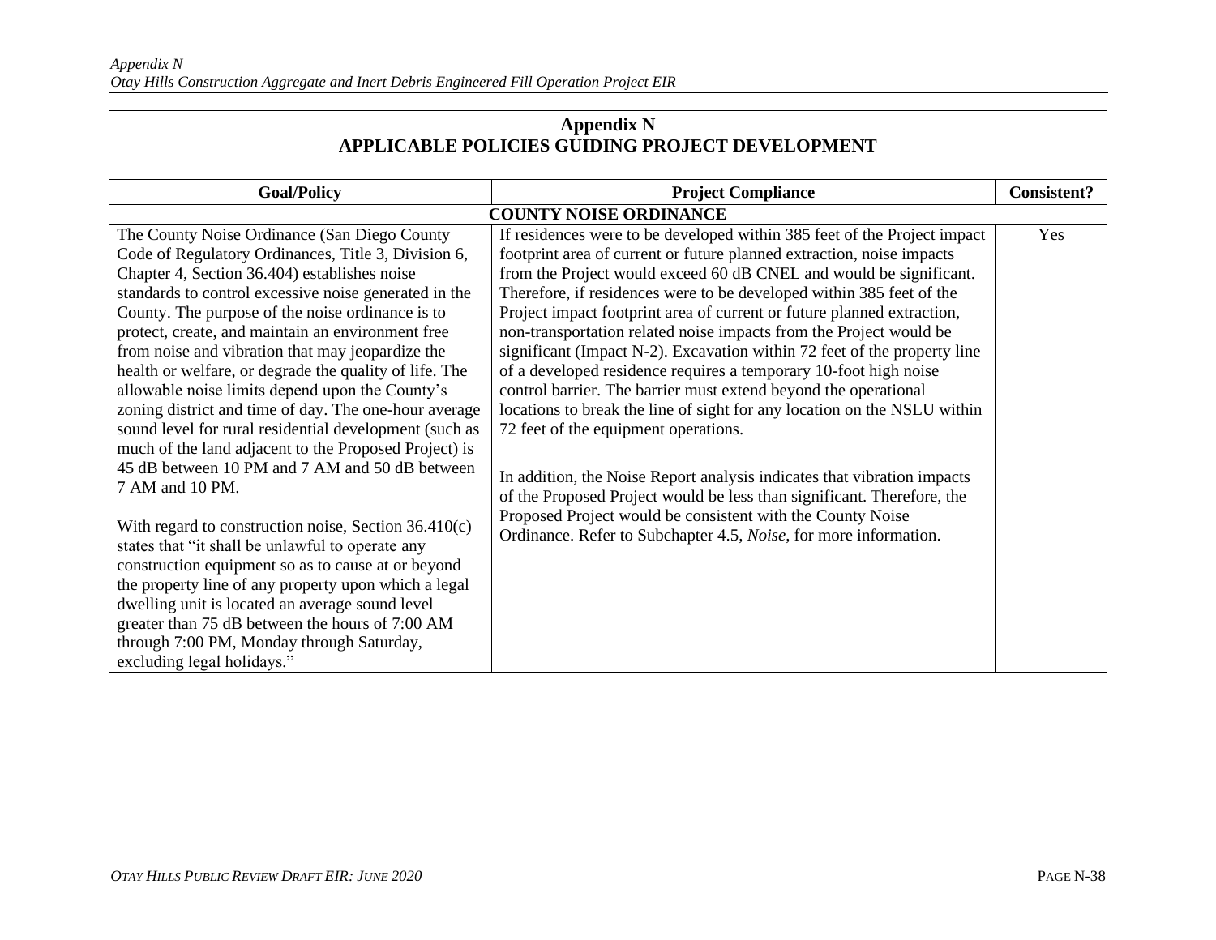## Appendix N
## APPLICABLE POLICIES GUIDING PROJECT DEVELOPMENT

| Goal/Policy | Project Compliance | Consistent? |
|---|---|---|
| **COUNTY NOISE ORDINANCE** | | |
| The County Noise Ordinance (San Diego County Code of Regulatory Ordinances, Title 3, Division 6, Chapter 4, Section 36.404) establishes noise standards to control excessive noise generated in the County. The purpose of the noise ordinance is to protect, create, and maintain an environment free from noise and vibration that may jeopardize the health or welfare, or degrade the quality of life. The allowable noise limits depend upon the County's zoning district and time of day. The one-hour average sound level for rural residential development (such as much of the land adjacent to the Proposed Project) is 45 dB between 10 PM and 7 AM and 50 dB between 7 AM and 10 PM.<br><br>With regard to construction noise, Section 36.410(c) states that "it shall be unlawful to operate any construction equipment so as to cause at or beyond the property line of any property upon which a legal dwelling unit is located an average sound level greater than 75 dB between the hours of 7:00 AM through 7:00 PM, Monday through Saturday, excluding legal holidays." | If residences were to be developed within 385 feet of the Project impact footprint area of current or future planned extraction, noise impacts from the Project would exceed 60 dB CNEL and would be significant. Therefore, if residences were to be developed within 385 feet of the Project impact footprint area of current or future planned extraction, non-transportation related noise impacts from the Project would be significant (Impact N-2). Excavation within 72 feet of the property line of a developed residence requires a temporary 10-foot high noise control barrier. The barrier must extend beyond the operational locations to break the line of sight for any location on the NSLU within 72 feet of the equipment operations.<br><br>In addition, the Noise Report analysis indicates that vibration impacts of the Proposed Project would be less than significant. Therefore, the Proposed Project would be consistent with the County Noise Ordinance. Refer to Subchapter 4.5, *Noise*, for more information. | Yes |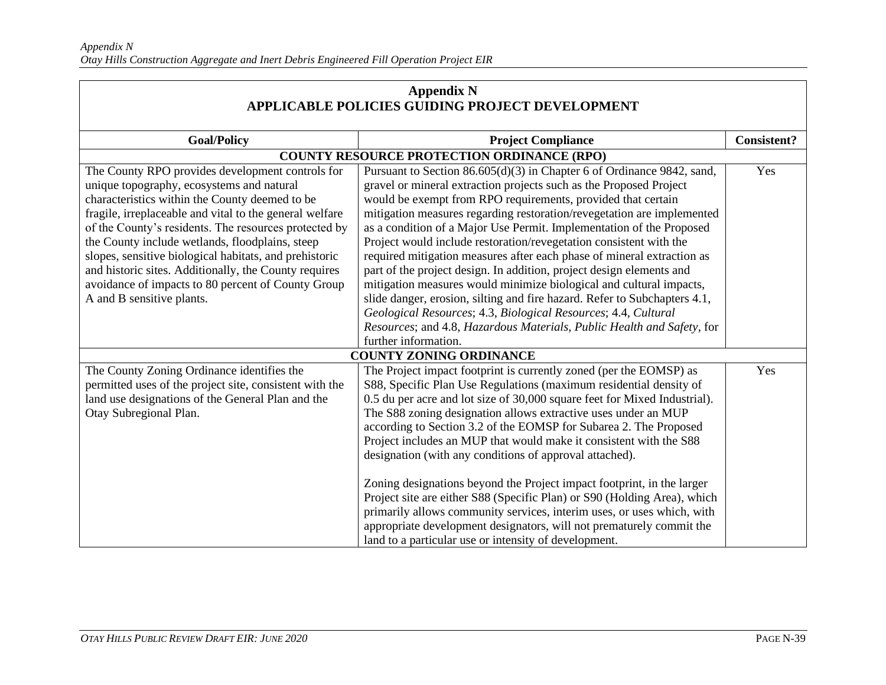## Appendix N
## APPLICABLE POLICIES GUIDING PROJECT DEVELOPMENT

| Goal/Policy | Project Compliance | Consistent? |
|---|---|---|
| **COUNTY RESOURCE PROTECTION ORDINANCE (RPO)** | | |
| The County RPO provides development controls for unique topography, ecosystems and natural characteristics within the County deemed to be fragile, irreplaceable and vital to the general welfare of the County's residents. The resources protected by the County include wetlands, floodplains, steep slopes, sensitive biological habitats, and prehistoric and historic sites. Additionally, the County requires avoidance of impacts to 80 percent of County Group A and B sensitive plants. | Pursuant to Section 86.605(d)(3) in Chapter 6 of Ordinance 9842, sand, gravel or mineral extraction projects such as the Proposed Project would be exempt from RPO requirements, provided that certain mitigation measures regarding restoration/revegetation are implemented as a condition of a Major Use Permit. Implementation of the Proposed Project would include restoration/revegetation consistent with the required mitigation measures after each phase of mineral extraction as part of the project design. In addition, project design elements and mitigation measures would minimize biological and cultural impacts, slide danger, erosion, silting and fire hazard. Refer to Subchapters 4.1, *Geological Resources*; 4.3, *Biological Resources*; 4.4, *Cultural Resources*; and 4.8, *Hazardous Materials, Public Health and Safety*, for further information. | Yes |
| **COUNTY ZONING ORDINANCE** | | |
| The County Zoning Ordinance identifies the permitted uses of the project site, consistent with the land use designations of the General Plan and the Otay Subregional Plan. | The Project impact footprint is currently zoned (per the EOMSP) as S88, Specific Plan Use Regulations (maximum residential density of 0.5 du per acre and lot size of 30,000 square feet for Mixed Industrial). The S88 zoning designation allows extractive uses under an MUP according to Section 3.2 of the EOMSP for Subarea 2. The Proposed Project includes an MUP that would make it consistent with the S88 designation (with any conditions of approval attached).<br><br>Zoning designations beyond the Project impact footprint, in the larger Project site are either S88 (Specific Plan) or S90 (Holding Area), which primarily allows community services, interim uses, or uses which, with appropriate development designators, will not prematurely commit the land to a particular use or intensity of development. | Yes |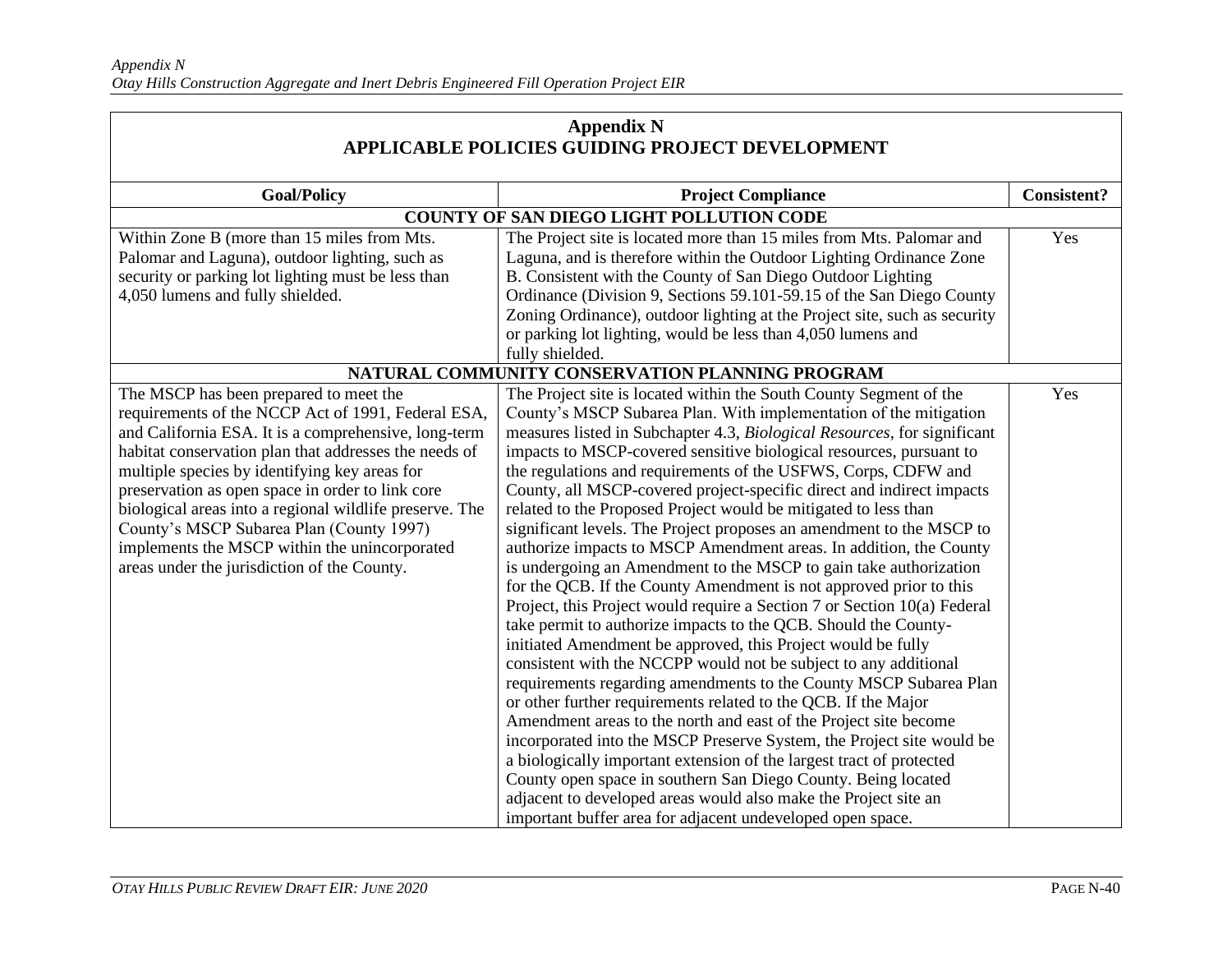## Appendix N
## APPLICABLE POLICIES GUIDING PROJECT DEVELOPMENT

| Goal/Policy | Project Compliance | Consistent? |
|---|---|---|
| **COUNTY OF SAN DIEGO LIGHT POLLUTION CODE** | | |
| Within Zone B (more than 15 miles from Mts. Palomar and Laguna), outdoor lighting, such as security or parking lot lighting must be less than 4,050 lumens and fully shielded. | The Project site is located more than 15 miles from Mts. Palomar and Laguna, and is therefore within the Outdoor Lighting Ordinance Zone B. Consistent with the County of San Diego Outdoor Lighting Ordinance (Division 9, Sections 59.101-59.15 of the San Diego County Zoning Ordinance), outdoor lighting at the Project site, such as security or parking lot lighting, would be less than 4,050 lumens and fully shielded. | Yes |
| **NATURAL COMMUNITY CONSERVATION PLANNING PROGRAM** | | |
| The MSCP has been prepared to meet the requirements of the NCCP Act of 1991, Federal ESA, and California ESA. It is a comprehensive, long-term habitat conservation plan that addresses the needs of multiple species by identifying key areas for preservation as open space in order to link core biological areas into a regional wildlife preserve. The County's MSCP Subarea Plan (County 1997) implements the MSCP within the unincorporated areas under the jurisdiction of the County. | The Project site is located within the South County Segment of the County's MSCP Subarea Plan. With implementation of the mitigation measures listed in Subchapter 4.3, *Biological Resources*, for significant impacts to MSCP-covered sensitive biological resources, pursuant to the regulations and requirements of the USFWS, Corps, CDFW and County, all MSCP-covered project-specific direct and indirect impacts related to the Proposed Project would be mitigated to less than significant levels. The Project proposes an amendment to the MSCP to authorize impacts to MSCP Amendment areas. In addition, the County is undergoing an Amendment to the MSCP to gain take authorization for the QCB. If the County Amendment is not approved prior to this Project, this Project would require a Section 7 or Section 10(a) Federal take permit to authorize impacts to the QCB. Should the County-initiated Amendment be approved, this Project would be fully consistent with the NCCPP would not be subject to any additional requirements regarding amendments to the County MSCP Subarea Plan or other further requirements related to the QCB. If the Major Amendment areas to the north and east of the Project site become incorporated into the MSCP Preserve System, the Project site would be a biologically important extension of the largest tract of protected County open space in southern San Diego County. Being located adjacent to developed areas would also make the Project site an important buffer area for adjacent undeveloped open space. | Yes |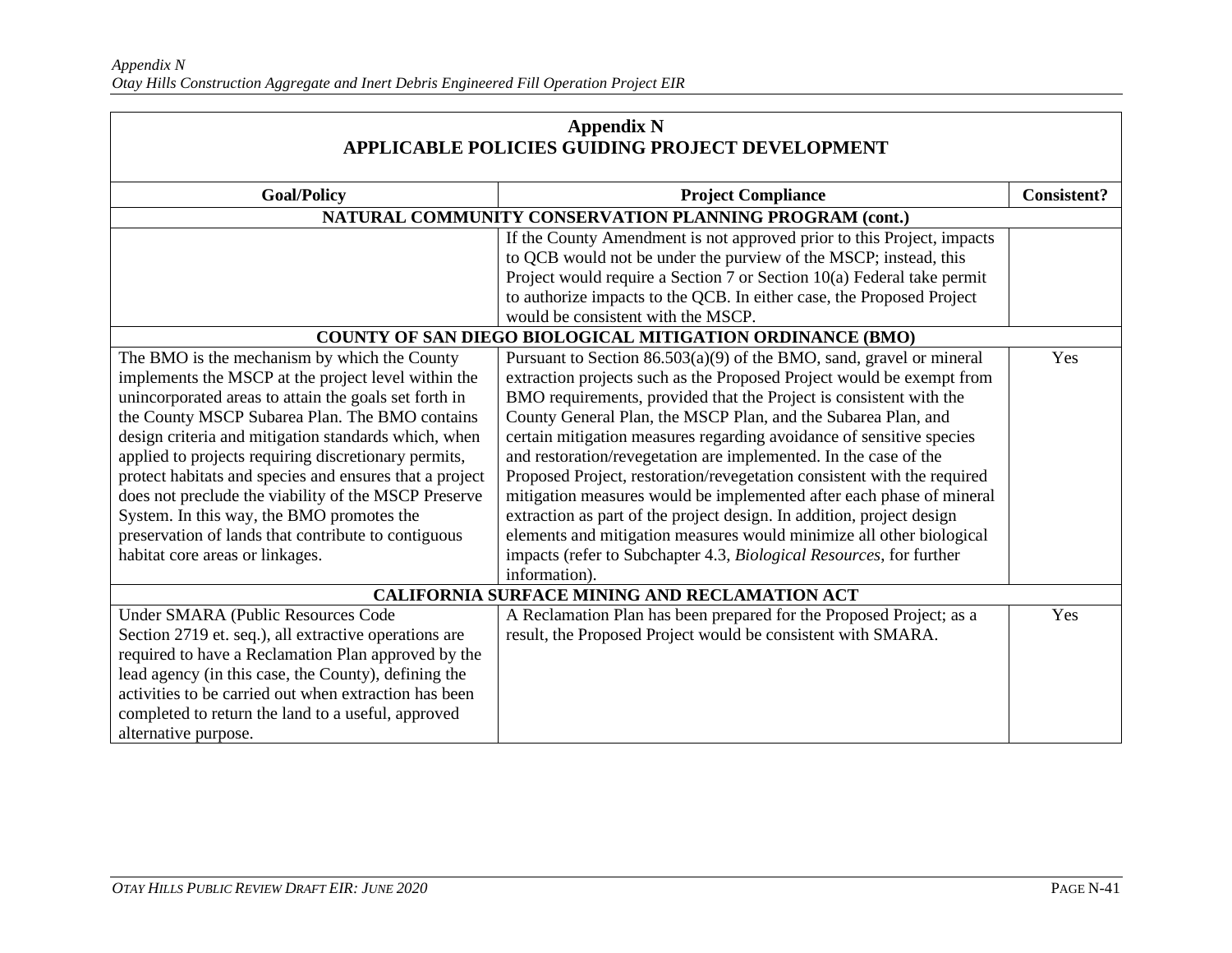## Appendix N
## APPLICABLE POLICIES GUIDING PROJECT DEVELOPMENT

| Goal/Policy | Project Compliance | Consistent? |
|---|---|---|
| **NATURAL COMMUNITY CONSERVATION PLANNING PROGRAM (cont.)** | | |
| | If the County Amendment is not approved prior to this Project, impacts to QCB would not be under the purview of the MSCP; instead, this Project would require a Section 7 or Section 10(a) Federal take permit to authorize impacts to the QCB. In either case, the Proposed Project would be consistent with the MSCP. | |
| **COUNTY OF SAN DIEGO BIOLOGICAL MITIGATION ORDINANCE (BMO)** | | |
| The BMO is the mechanism by which the County implements the MSCP at the project level within the unincorporated areas to attain the goals set forth in the County MSCP Subarea Plan. The BMO contains design criteria and mitigation standards which, when applied to projects requiring discretionary permits, protect habitats and species and ensures that a project does not preclude the viability of the MSCP Preserve System. In this way, the BMO promotes the preservation of lands that contribute to contiguous habitat core areas or linkages. | Pursuant to Section 86.503(a)(9) of the BMO, sand, gravel or mineral extraction projects such as the Proposed Project would be exempt from BMO requirements, provided that the Project is consistent with the County General Plan, the MSCP Plan, and the Subarea Plan, and certain mitigation measures regarding avoidance of sensitive species and restoration/revegetation are implemented. In the case of the Proposed Project, restoration/revegetation consistent with the required mitigation measures would be implemented after each phase of mineral extraction as part of the project design. In addition, project design elements and mitigation measures would minimize all other biological impacts (refer to Subchapter 4.3, *Biological Resources*, for further information). | Yes |
| **CALIFORNIA SURFACE MINING AND RECLAMATION ACT** | | |
| Under SMARA (Public Resources Code Section 2719 et. seq.), all extractive operations are required to have a Reclamation Plan approved by the lead agency (in this case, the County), defining the activities to be carried out when extraction has been completed to return the land to a useful, approved alternative purpose. | A Reclamation Plan has been prepared for the Proposed Project; as a result, the Proposed Project would be consistent with SMARA. | Yes |